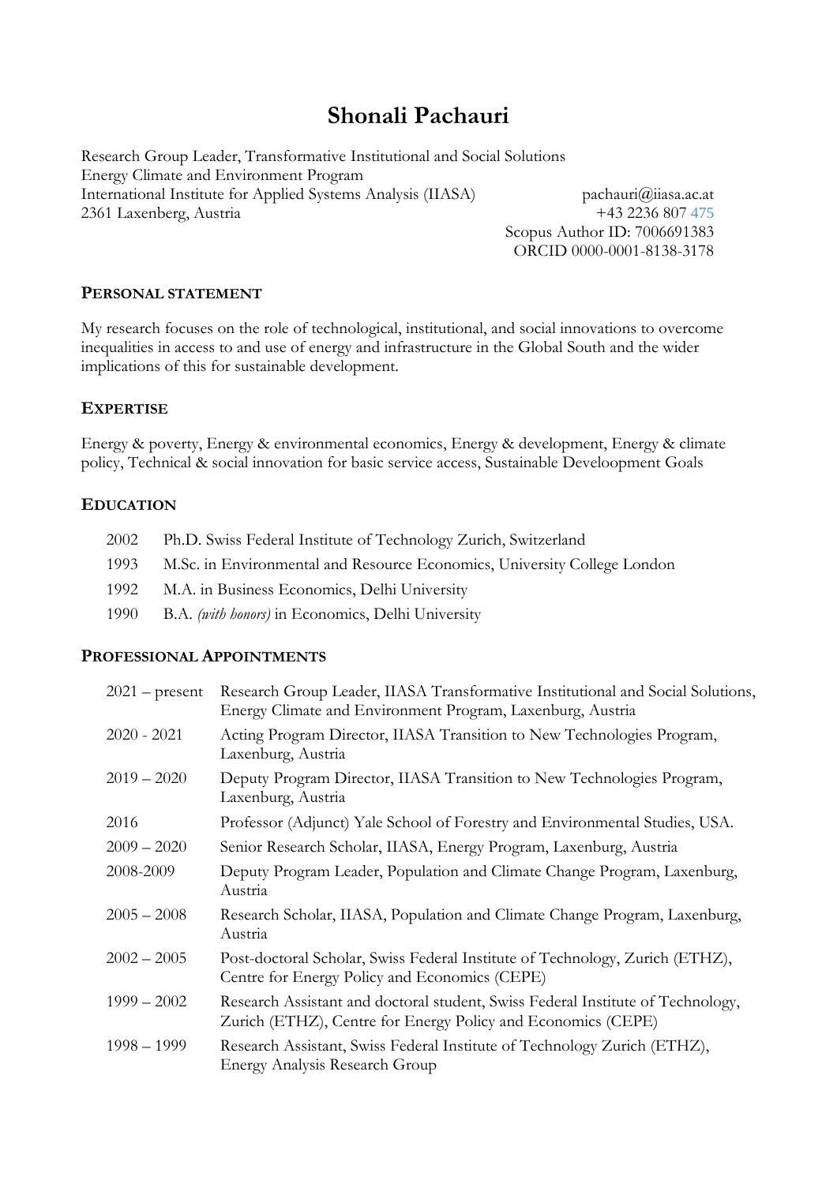# Shonali Pachauri

Research Group Leader, Transformative Institutional and Social Solutions
Energy Climate and Environment Program
International Institute for Applied Systems Analysis (IIASA)
2361 Laxenberg, Austria

pachauri@iiasa.ac.at
+43 2236 807 475
Scopus Author ID: 7006691383
ORCID 0000-0001-8138-3178

## PERSONAL STATEMENT

My research focuses on the role of technological, institutional, and social innovations to overcome inequalities in access to and use of energy and infrastructure in the Global South and the wider implications of this for sustainable development.

## EXPERTISE

Energy & poverty, Energy & environmental economics, Energy & development, Energy & climate policy, Technical & social innovation for basic service access, Sustainable Develoopment Goals

## EDUCATION

| | |
|---|---|
| 2002 | Ph.D. Swiss Federal Institute of Technology Zurich, Switzerland |
| 1993 | M.Sc. in Environmental and Resource Economics, University College London |
| 1992 | M.A. in Business Economics, Delhi University |
| 1990 | B.A. *(with honors)* in Economics, Delhi University |

## PROFESSIONAL APPOINTMENTS

| | |
|---|---|
| 2021 – present | Research Group Leader, IIASA Transformative Institutional and Social Solutions, Energy Climate and Environment Program, Laxenburg, Austria |
| 2020 - 2021 | Acting Program Director, IIASA Transition to New Technologies Program, Laxenburg, Austria |
| 2019 – 2020 | Deputy Program Director, IIASA Transition to New Technologies Program, Laxenburg, Austria |
| 2016 | Professor (Adjunct) Yale School of Forestry and Environmental Studies, USA. |
| 2009 – 2020 | Senior Research Scholar, IIASA, Energy Program, Laxenburg, Austria |
| 2008-2009 | Deputy Program Leader, Population and Climate Change Program, Laxenburg, Austria |
| 2005 – 2008 | Research Scholar, IIASA, Population and Climate Change Program, Laxenburg, Austria |
| 2002 – 2005 | Post-doctoral Scholar, Swiss Federal Institute of Technology, Zurich (ETHZ), Centre for Energy Policy and Economics (CEPE) |
| 1999 – 2002 | Research Assistant and doctoral student, Swiss Federal Institute of Technology, Zurich (ETHZ), Centre for Energy Policy and Economics (CEPE) |
| 1998 – 1999 | Research Assistant, Swiss Federal Institute of Technology Zurich (ETHZ), Energy Analysis Research Group |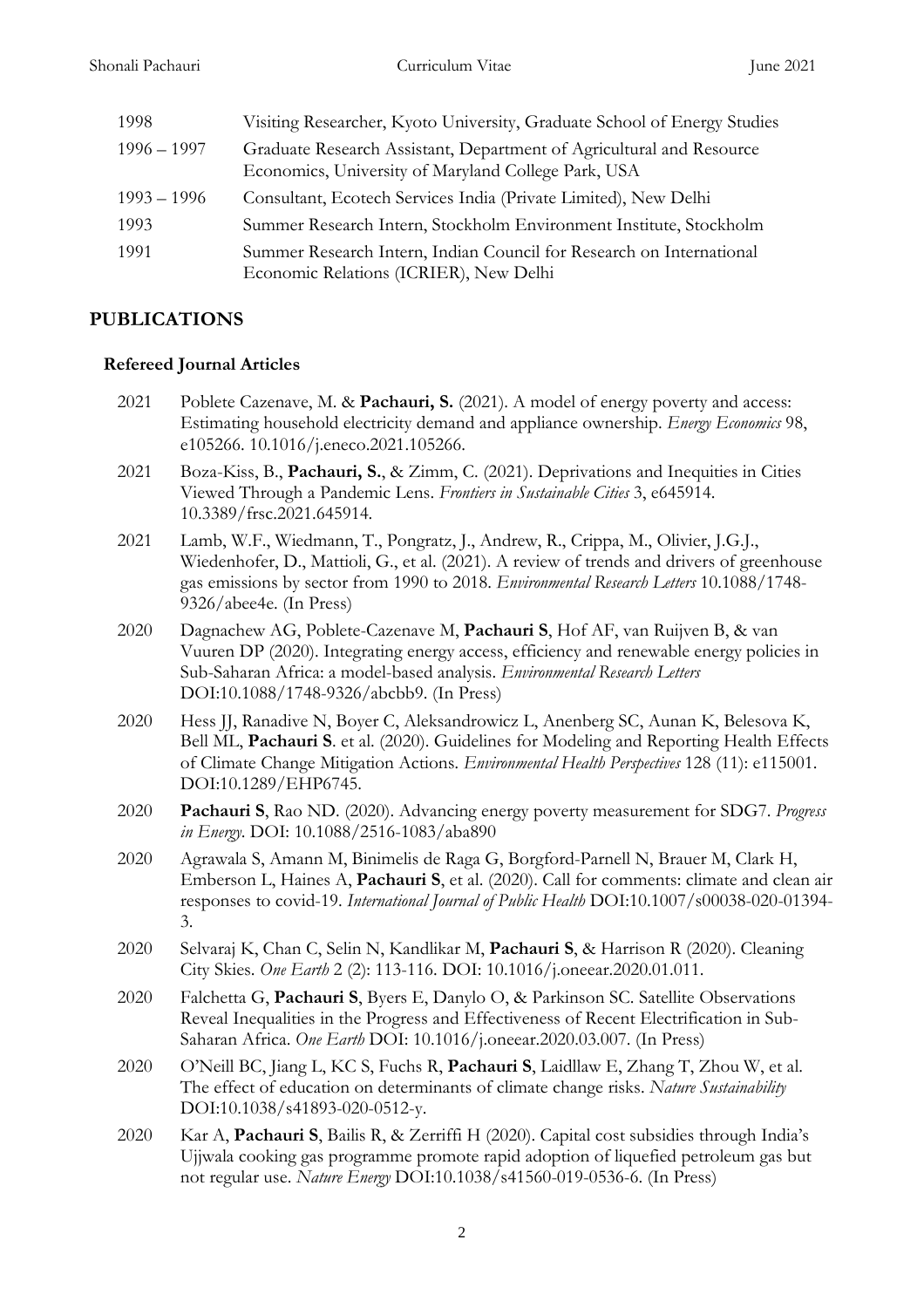| | |
|---|---|
| 1998 | Visiting Researcher, Kyoto University, Graduate School of Energy Studies |
| 1996 – 1997 | Graduate Research Assistant, Department of Agricultural and Resource Economics, University of Maryland College Park, USA |
| 1993 – 1996 | Consultant, Ecotech Services India (Private Limited), New Delhi |
| 1993 | Summer Research Intern, Stockholm Environment Institute, Stockholm |
| 1991 | Summer Research Intern, Indian Council for Research on International Economic Relations (ICRIER), New Delhi |

## PUBLICATIONS

### Refereed Journal Articles

| | |
|---|---|
| 2021 | Poblete Cazenave, M. & **Pachauri, S.** (2021). A model of energy poverty and access: Estimating household electricity demand and appliance ownership. *Energy Economics* 98, e105266. 10.1016/j.eneco.2021.105266. |
| 2021 | Boza-Kiss, B., **Pachauri, S.**, & Zimm, C. (2021). Deprivations and Inequities in Cities Viewed Through a Pandemic Lens. *Frontiers in Sustainable Cities* 3, e645914. 10.3389/frsc.2021.645914. |
| 2021 | Lamb, W.F., Wiedmann, T., Pongratz, J., Andrew, R., Crippa, M., Olivier, J.G.J., Wiedenhofer, D., Mattioli, G., et al. (2021). A review of trends and drivers of greenhouse gas emissions by sector from 1990 to 2018. *Environmental Research Letters* 10.1088/1748-9326/abee4e. (In Press) |
| 2020 | Dagnachew AG, Poblete-Cazenave M, **Pachauri S**, Hof AF, van Ruijven B, & van Vuuren DP (2020). Integrating energy access, efficiency and renewable energy policies in Sub-Saharan Africa: a model-based analysis. *Environmental Research Letters* DOI:10.1088/1748-9326/abcbb9. (In Press) |
| 2020 | Hess JJ, Ranadive N, Boyer C, Aleksandrowicz L, Anenberg SC, Aunan K, Belesova K, Bell ML, **Pachauri S**. et al. (2020). Guidelines for Modeling and Reporting Health Effects of Climate Change Mitigation Actions. *Environmental Health Perspectives* 128 (11): e115001. DOI:10.1289/EHP6745. |
| 2020 | **Pachauri S**, Rao ND. (2020). Advancing energy poverty measurement for SDG7. *Progress in Energy*. DOI: 10.1088/2516-1083/aba890 |
| 2020 | Agrawala S, Amann M, Binimelis de Raga G, Borgford-Parnell N, Brauer M, Clark H, Emberson L, Haines A, **Pachauri S**, et al. (2020). Call for comments: climate and clean air responses to covid-19. *International Journal of Public Health* DOI:10.1007/s00038-020-01394-3. |
| 2020 | Selvaraj K, Chan C, Selin N, Kandlikar M, **Pachauri S**, & Harrison R (2020). Cleaning City Skies. *One Earth* 2 (2): 113-116. DOI: 10.1016/j.oneear.2020.01.011. |
| 2020 | Falchetta G, **Pachauri S**, Byers E, Danylo O, & Parkinson SC. Satellite Observations Reveal Inequalities in the Progress and Effectiveness of Recent Electrification in Sub-Saharan Africa. *One Earth* DOI: 10.1016/j.oneear.2020.03.007. (In Press) |
| 2020 | O'Neill BC, Jiang L, KC S, Fuchs R, **Pachauri S**, Laidllaw E, Zhang T, Zhou W, et al. The effect of education on determinants of climate change risks. *Nature Sustainability* DOI:10.1038/s41893-020-0512-y. |
| 2020 | Kar A, **Pachauri S**, Bailis R, & Zerriffi H (2020). Capital cost subsidies through India's Ujjwala cooking gas programme promote rapid adoption of liquefied petroleum gas but not regular use. *Nature Energy* DOI:10.1038/s41560-019-0536-6. (In Press) |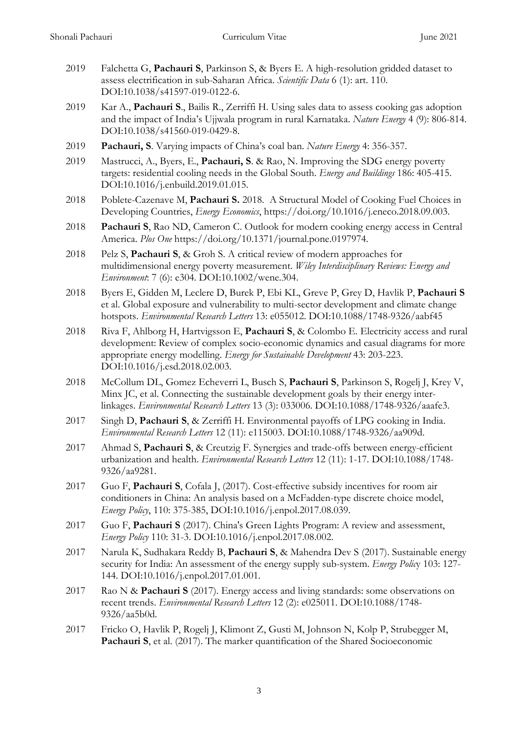2019 Falchetta G, **Pachauri S**, Parkinson S, & Byers E. A high-resolution gridded dataset to assess electrification in sub-Saharan Africa. *Scientific Data* 6 (1): art. 110. DOI:10.1038/s41597-019-0122-6.

2019 Kar A., **Pachauri S**., Bailis R., Zerriffi H. Using sales data to assess cooking gas adoption and the impact of India's Ujjwala program in rural Karnataka. *Nature Energy* 4 (9): 806-814. DOI:10.1038/s41560-019-0429-8.

2019 **Pachauri, S**. Varying impacts of China's coal ban. *Nature Energy* 4: 356-357.

2019 Mastrucci, A., Byers, E., **Pachauri, S**. & Rao, N. Improving the SDG energy poverty targets: residential cooling needs in the Global South. *Energy and Buildings* 186: 405-415. DOI:10.1016/j.enbuild.2019.01.015.

2018 Poblete-Cazenave M, **Pachauri S.** 2018. A Structural Model of Cooking Fuel Choices in Developing Countries, *Energy Economics*, https://doi.org/10.1016/j.eneco.2018.09.003.

2018 **Pachauri S**, Rao ND, Cameron C. Outlook for modern cooking energy access in Central America. *Plos One* https://doi.org/10.1371/journal.pone.0197974.

2018 Pelz S, **Pachauri S**, & Groh S. A critical review of modern approaches for multidimensional energy poverty measurement. *Wiley Interdisciplinary Reviews: Energy and Environment*: 7 (6): e304. DOI:10.1002/wene.304.

2018 Byers E, Gidden M, Leclere D, Burek P, Ebi KL, Greve P, Grey D, Havlik P, **Pachauri S** et al. Global exposure and vulnerability to multi-sector development and climate change hotspots. *Environmental Research Letters* 13: e055012. DOI:10.1088/1748-9326/aabf45

2018 Riva F, Ahlborg H, Hartvigsson E, **Pachauri S**, & Colombo E. Electricity access and rural development: Review of complex socio-economic dynamics and casual diagrams for more appropriate energy modelling. *Energy for Sustainable Development* 43: 203-223. DOI:10.1016/j.esd.2018.02.003.

2018 McCollum DL, Gomez Echeverri L, Busch S, **Pachauri S**, Parkinson S, Rogelj J, Krey V, Minx JC, et al. Connecting the sustainable development goals by their energy inter-linkages. *Environmental Research Letters* 13 (3): 033006. DOI:10.1088/1748-9326/aaafe3.

2017 Singh D, **Pachauri S**, & Zerriffi H. Environmental payoffs of LPG cooking in India. *Environmental Research Letters* 12 (11): e115003. DOI:10.1088/1748-9326/aa909d.

2017 Ahmad S, **Pachauri S**, & Creutzig F. Synergies and trade-offs between energy-efficient urbanization and health. *Environmental Research Letters* 12 (11): 1-17. DOI:10.1088/1748-9326/aa9281.

2017 Guo F, **Pachauri S**, Cofala J, (2017). Cost-effective subsidy incentives for room air conditioners in China: An analysis based on a McFadden-type discrete choice model, *Energy Policy*, 110: 375-385, DOI:10.1016/j.enpol.2017.08.039.

2017 Guo F, **Pachauri S** (2017). China's Green Lights Program: A review and assessment, *Energy Policy* 110: 31-3. DOI:10.1016/j.enpol.2017.08.002.

2017 Narula K, Sudhakara Reddy B, **Pachauri S**, & Mahendra Dev S (2017). Sustainable energy security for India: An assessment of the energy supply sub-system. *Energy Policy* 103: 127-144. DOI:10.1016/j.enpol.2017.01.001.

2017 Rao N & **Pachauri S** (2017). Energy access and living standards: some observations on recent trends. *Environmental Research Letters* 12 (2): e025011. DOI:10.1088/1748-9326/aa5b0d.

2017 Fricko O, Havlik P, Rogelj J, Klimont Z, Gusti M, Johnson N, Kolp P, Strubegger M, **Pachauri S**, et al. (2017). The marker quantification of the Shared Socioeconomic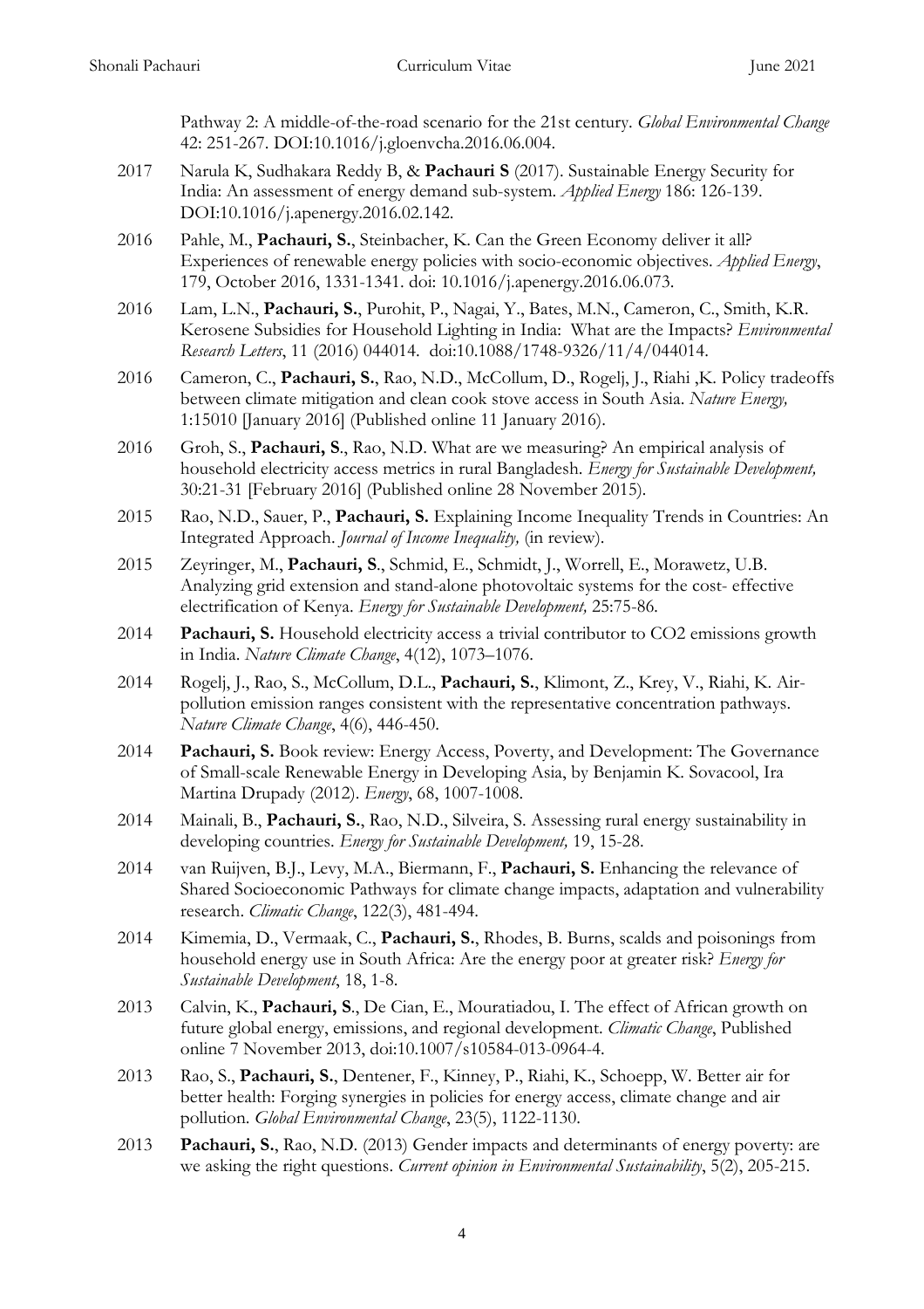Pathway 2: A middle-of-the-road scenario for the 21st century. *Global Environmental Change* 42: 251-267. DOI:10.1016/j.gloenvcha.2016.06.004.

2017 Narula K, Sudhakara Reddy B, & **Pachauri S** (2017). Sustainable Energy Security for India: An assessment of energy demand sub-system. *Applied Energy* 186: 126-139. DOI:10.1016/j.apenergy.2016.02.142.

2016 Pahle, M., **Pachauri, S.**, Steinbacher, K. Can the Green Economy deliver it all? Experiences of renewable energy policies with socio-economic objectives. *Applied Energy*, 179, October 2016, 1331-1341. doi: 10.1016/j.apenergy.2016.06.073.

2016 Lam, L.N., **Pachauri, S.**, Purohit, P., Nagai, Y., Bates, M.N., Cameron, C., Smith, K.R. Kerosene Subsidies for Household Lighting in India: What are the Impacts? *Environmental Research Letters*, 11 (2016) 044014. doi:10.1088/1748-9326/11/4/044014.

2016 Cameron, C., **Pachauri, S.**, Rao, N.D., McCollum, D., Rogelj, J., Riahi ,K. Policy tradeoffs between climate mitigation and clean cook stove access in South Asia. *Nature Energy,* 1:15010 [January 2016] (Published online 11 January 2016).

2016 Groh, S., **Pachauri, S**., Rao, N.D. What are we measuring? An empirical analysis of household electricity access metrics in rural Bangladesh. *Energy for Sustainable Development,* 30:21-31 [February 2016] (Published online 28 November 2015).

2015 Rao, N.D., Sauer, P., **Pachauri, S.** Explaining Income Inequality Trends in Countries: An Integrated Approach. *Journal of Income Inequality,* (in review).

2015 Zeyringer, M., **Pachauri, S**., Schmid, E., Schmidt, J., Worrell, E., Morawetz, U.B. Analyzing grid extension and stand-alone photovoltaic systems for the cost- effective electrification of Kenya. *Energy for Sustainable Development,* 25:75-86.

2014 **Pachauri, S.** Household electricity access a trivial contributor to CO2 emissions growth in India. *Nature Climate Change*, 4(12), 1073–1076.

2014 Rogelj, J., Rao, S., McCollum, D.L., **Pachauri, S.**, Klimont, Z., Krey, V., Riahi, K. Air-pollution emission ranges consistent with the representative concentration pathways. *Nature Climate Change*, 4(6), 446-450.

2014 **Pachauri, S.** Book review: Energy Access, Poverty, and Development: The Governance of Small-scale Renewable Energy in Developing Asia, by Benjamin K. Sovacool, Ira Martina Drupady (2012). *Energy*, 68, 1007-1008.

2014 Mainali, B., **Pachauri, S.**, Rao, N.D., Silveira, S. Assessing rural energy sustainability in developing countries. *Energy for Sustainable Development,* 19, 15-28.

2014 van Ruijven, B.J., Levy, M.A., Biermann, F., **Pachauri, S.** Enhancing the relevance of Shared Socioeconomic Pathways for climate change impacts, adaptation and vulnerability research. *Climatic Change*, 122(3), 481-494.

2014 Kimemia, D., Vermaak, C., **Pachauri, S.**, Rhodes, B. Burns, scalds and poisonings from household energy use in South Africa: Are the energy poor at greater risk? *Energy for Sustainable Development*, 18, 1-8.

2013 Calvin, K., **Pachauri, S**., De Cian, E., Mouratiadou, I. The effect of African growth on future global energy, emissions, and regional development. *Climatic Change*, Published online 7 November 2013, doi:10.1007/s10584-013-0964-4.

2013 Rao, S., **Pachauri, S.**, Dentener, F., Kinney, P., Riahi, K., Schoepp, W. Better air for better health: Forging synergies in policies for energy access, climate change and air pollution. *Global Environmental Change*, 23(5), 1122-1130.

2013 **Pachauri, S.**, Rao, N.D. (2013) Gender impacts and determinants of energy poverty: are we asking the right questions. *Current opinion in Environmental Sustainability*, 5(2), 205-215.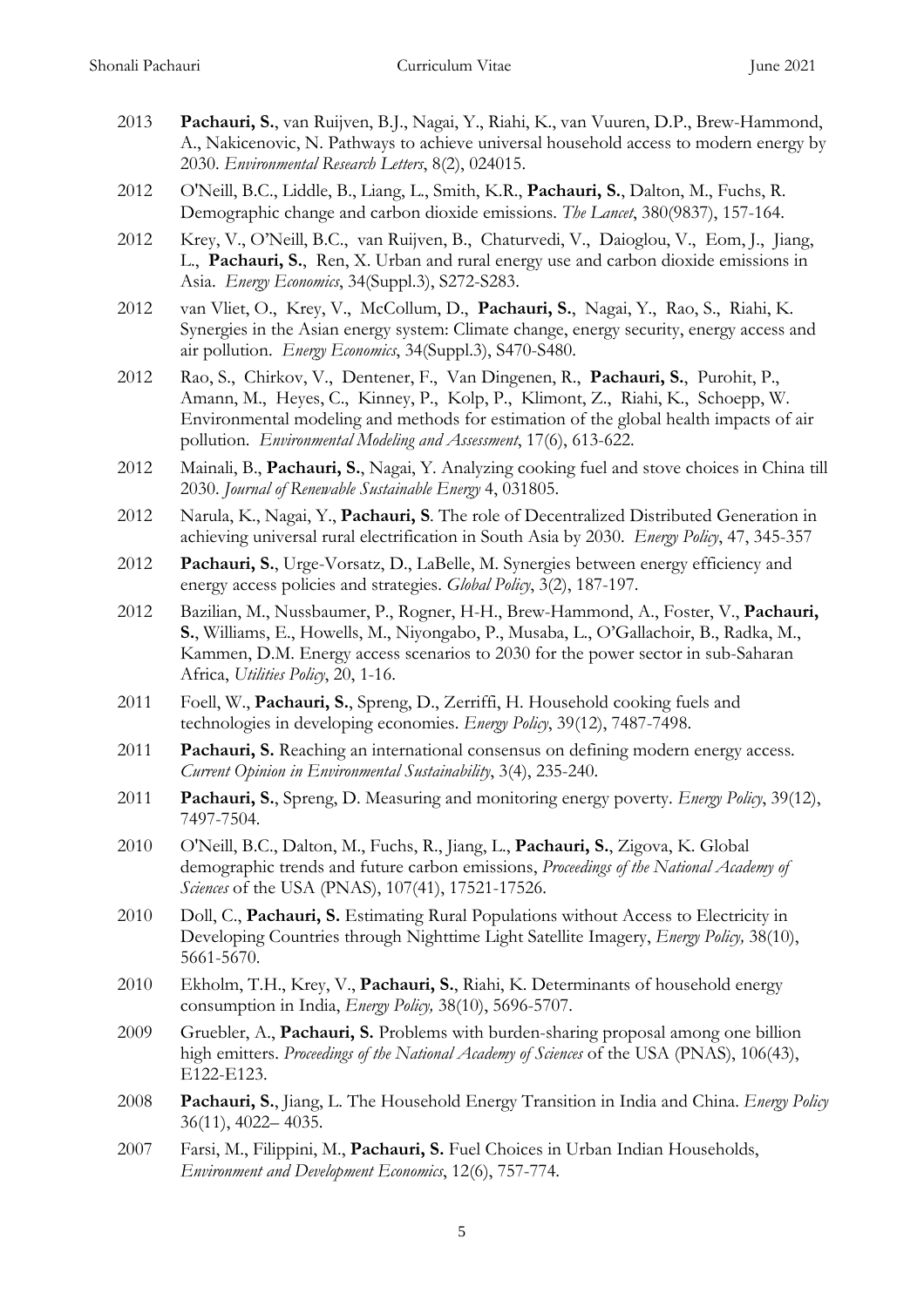2013 **Pachauri, S.**, van Ruijven, B.J., Nagai, Y., Riahi, K., van Vuuren, D.P., Brew-Hammond, A., Nakicenovic, N. Pathways to achieve universal household access to modern energy by 2030. *Environmental Research Letters*, 8(2), 024015.

2012 O'Neill, B.C., Liddle, B., Liang, L., Smith, K.R., **Pachauri, S.**, Dalton, M., Fuchs, R. Demographic change and carbon dioxide emissions. *The Lancet*, 380(9837), 157-164.

2012 Krey, V., O'Neill, B.C., van Ruijven, B., Chaturvedi, V., Daioglou, V., Eom, J., Jiang, L., **Pachauri, S.**, Ren, X. Urban and rural energy use and carbon dioxide emissions in Asia. *Energy Economics*, 34(Suppl.3), S272-S283.

2012 van Vliet, O., Krey, V., McCollum, D., **Pachauri, S.**, Nagai, Y., Rao, S., Riahi, K. Synergies in the Asian energy system: Climate change, energy security, energy access and air pollution. *Energy Economics*, 34(Suppl.3), S470-S480.

2012 Rao, S., Chirkov, V., Dentener, F., Van Dingenen, R., **Pachauri, S.**, Purohit, P., Amann, M., Heyes, C., Kinney, P., Kolp, P., Klimont, Z., Riahi, K., Schoepp, W. Environmental modeling and methods for estimation of the global health impacts of air pollution. *Environmental Modeling and Assessment*, 17(6), 613-622.

2012 Mainali, B., **Pachauri, S.**, Nagai, Y. Analyzing cooking fuel and stove choices in China till 2030. *Journal of Renewable Sustainable Energy* 4, 031805.

2012 Narula, K., Nagai, Y., **Pachauri, S**. The role of Decentralized Distributed Generation in achieving universal rural electrification in South Asia by 2030. *Energy Policy*, 47, 345-357

2012 **Pachauri, S.**, Urge-Vorsatz, D., LaBelle, M. Synergies between energy efficiency and energy access policies and strategies. *Global Policy*, 3(2), 187-197.

2012 Bazilian, M., Nussbaumer, P., Rogner, H-H., Brew-Hammond, A., Foster, V., **Pachauri, S.**, Williams, E., Howells, M., Niyongabo, P., Musaba, L., O'Gallachoir, B., Radka, M., Kammen, D.M. Energy access scenarios to 2030 for the power sector in sub-Saharan Africa, *Utilities Policy*, 20, 1-16.

2011 Foell, W., **Pachauri, S.**, Spreng, D., Zerriffi, H. Household cooking fuels and technologies in developing economies. *Energy Policy*, 39(12), 7487-7498.

2011 **Pachauri, S.** Reaching an international consensus on defining modern energy access. *Current Opinion in Environmental Sustainability*, 3(4), 235-240.

2011 **Pachauri, S.**, Spreng, D. Measuring and monitoring energy poverty. *Energy Policy*, 39(12), 7497-7504.

2010 O'Neill, B.C., Dalton, M., Fuchs, R., Jiang, L., **Pachauri, S.**, Zigova, K. Global demographic trends and future carbon emissions, *Proceedings of the National Academy of Sciences* of the USA (PNAS), 107(41), 17521-17526.

2010 Doll, C., **Pachauri, S.** Estimating Rural Populations without Access to Electricity in Developing Countries through Nighttime Light Satellite Imagery, *Energy Policy,* 38(10), 5661-5670.

2010 Ekholm, T.H., Krey, V., **Pachauri, S.**, Riahi, K. Determinants of household energy consumption in India, *Energy Policy,* 38(10), 5696-5707.

2009 Gruebler, A., **Pachauri, S.** Problems with burden-sharing proposal among one billion high emitters. *Proceedings of the National Academy of Sciences* of the USA (PNAS), 106(43), E122-E123.

2008 **Pachauri, S.**, Jiang, L. The Household Energy Transition in India and China. *Energy Policy* 36(11), 4022– 4035.

2007 Farsi, M., Filippini, M., **Pachauri, S.** Fuel Choices in Urban Indian Households, *Environment and Development Economics*, 12(6), 757-774.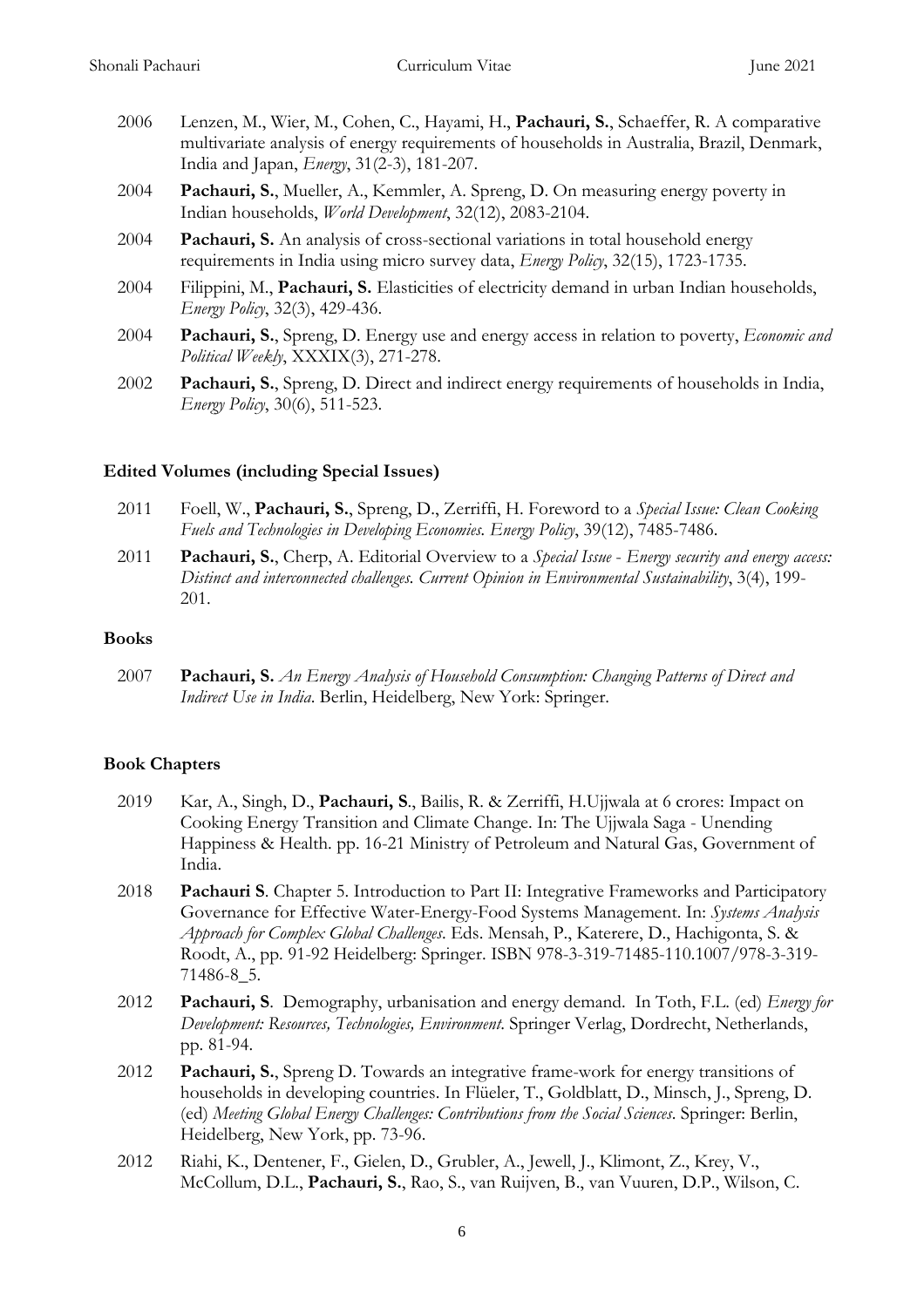2006 Lenzen, M., Wier, M., Cohen, C., Hayami, H., **Pachauri, S.**, Schaeffer, R. A comparative multivariate analysis of energy requirements of households in Australia, Brazil, Denmark, India and Japan, *Energy*, 31(2-3), 181-207.

2004 **Pachauri, S.**, Mueller, A., Kemmler, A. Spreng, D. On measuring energy poverty in Indian households, *World Development*, 32(12), 2083-2104.

2004 **Pachauri, S.** An analysis of cross-sectional variations in total household energy requirements in India using micro survey data, *Energy Policy*, 32(15), 1723-1735.

2004 Filippini, M., **Pachauri, S.** Elasticities of electricity demand in urban Indian households, *Energy Policy*, 32(3), 429-436.

2004 **Pachauri, S.**, Spreng, D. Energy use and energy access in relation to poverty, *Economic and Political Weekly*, XXXIX(3), 271-278.

2002 **Pachauri, S.**, Spreng, D. Direct and indirect energy requirements of households in India, *Energy Policy*, 30(6), 511-523.

### Edited Volumes (including Special Issues)

2011 Foell, W., **Pachauri, S.**, Spreng, D., Zerriffi, H. Foreword to a *Special Issue: Clean Cooking Fuels and Technologies in Developing Economies. Energy Policy*, 39(12), 7485-7486.

2011 **Pachauri, S.**, Cherp, A. Editorial Overview to a *Special Issue - Energy security and energy access: Distinct and interconnected challenges. Current Opinion in Environmental Sustainability*, 3(4), 199-201.

### Books

2007 **Pachauri, S.** *An Energy Analysis of Household Consumption: Changing Patterns of Direct and Indirect Use in India*. Berlin, Heidelberg, New York: Springer.

### Book Chapters

2019 Kar, A., Singh, D., **Pachauri, S**., Bailis, R. & Zerriffi, H.Ujjwala at 6 crores: Impact on Cooking Energy Transition and Climate Change. In: The Ujjwala Saga - Unending Happiness & Health. pp. 16-21 Ministry of Petroleum and Natural Gas, Government of India.

2018 **Pachauri S**. Chapter 5. Introduction to Part II: Integrative Frameworks and Participatory Governance for Effective Water-Energy-Food Systems Management. In: *Systems Analysis Approach for Complex Global Challenges*. Eds. Mensah, P., Katerere, D., Hachigonta, S. & Roodt, A., pp. 91-92 Heidelberg: Springer. ISBN 978-3-319-71485-110.1007/978-3-319-71486-8_5.

2012 **Pachauri, S**. Demography, urbanisation and energy demand. In Toth, F.L. (ed) *Energy for Development: Resources, Technologies, Environment*. Springer Verlag, Dordrecht, Netherlands, pp. 81-94.

2012 **Pachauri, S.**, Spreng D. Towards an integrative frame-work for energy transitions of households in developing countries. In Flüeler, T., Goldblatt, D., Minsch, J., Spreng, D. (ed) *Meeting Global Energy Challenges: Contributions from the Social Sciences*. Springer: Berlin, Heidelberg, New York, pp. 73-96.

2012 Riahi, K., Dentener, F., Gielen, D., Grubler, A., Jewell, J., Klimont, Z., Krey, V., McCollum, D.L., **Pachauri, S.**, Rao, S., van Ruijven, B., van Vuuren, D.P., Wilson, C.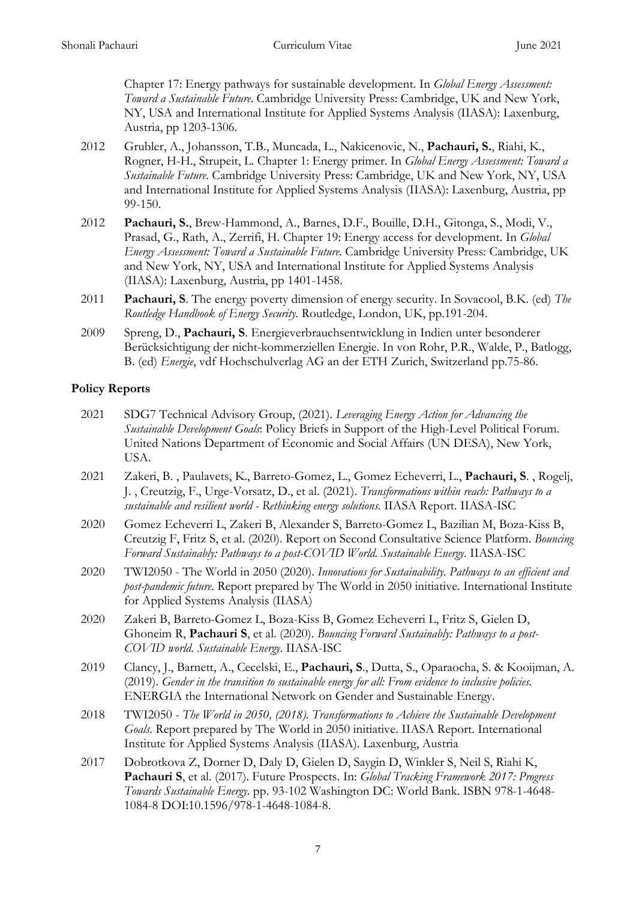Chapter 17: Energy pathways for sustainable development. In *Global Energy Assessment: Toward a Sustainable Future*. Cambridge University Press: Cambridge, UK and New York, NY, USA and International Institute for Applied Systems Analysis (IIASA): Laxenburg, Austria, pp 1203-1306.

2012 Grubler, A., Johansson, T.B., Muncada, L., Nakicenovic, N., **Pachauri, S.**, Riahi, K., Rogner, H-H., Strupeit, L. Chapter 1: Energy primer. In *Global Energy Assessment: Toward a Sustainable Future*. Cambridge University Press: Cambridge, UK and New York, NY, USA and International Institute for Applied Systems Analysis (IIASA): Laxenburg, Austria, pp 99-150.

2012 **Pachauri, S.**, Brew-Hammond, A., Barnes, D.F., Bouille, D.H., Gitonga, S., Modi, V., Prasad, G., Rath, A., Zerrifi, H. Chapter 19: Energy access for development. In *Global Energy Assessment: Toward a Sustainable Future*. Cambridge University Press: Cambridge, UK and New York, NY, USA and International Institute for Applied Systems Analysis (IIASA): Laxenburg, Austria, pp 1401-1458.

2011 **Pachauri, S**. The energy poverty dimension of energy security. In Sovacool, B.K. (ed) *The Routledge Handbook of Energy Security.* Routledge, London, UK, pp.191-204.

2009 Spreng, D., **Pachauri, S**. Energieverbrauchsentwicklung in Indien unter besonderer Berücksichtigung der nicht-kommerziellen Energie. In von Rohr, P.R., Walde, P., Batlogg, B. (ed) *Energie*, vdf Hochschulverlag AG an der ETH Zurich, Switzerland pp.75-86.

## Policy Reports

2021 SDG7 Technical Advisory Group, (2021). *Leveraging Energy Action for Advancing the Sustainable Development Goals*: Policy Briefs in Support of the High-Level Political Forum. United Nations Department of Economic and Social Affairs (UN DESA), New York, USA.

2021 Zakeri, B. , Paulavets, K., Barreto-Gomez, L., Gomez Echeverri, L., **Pachauri, S**. , Rogelj, J. , Creutzig, F., Urge-Vorsatz, D., et al. (2021). *Transformations within reach: Pathways to a sustainable and resilient world - Rethinking energy solutions.* IIASA Report. IIASA-ISC

2020 Gomez Echeverri L, Zakeri B, Alexander S, Barreto-Gomez L, Bazilian M, Boza-Kiss B, Creutzig F, Fritz S, et al. (2020). Report on Second Consultative Science Platform. *Bouncing Forward Sustainably: Pathways to a post-COVID World. Sustainable Energy*. IIASA-ISC

2020 TWI2050 - The World in 2050 (2020). *Innovations for Sustainability. Pathways to an efficient and post-pandemic future.* Report prepared by The World in 2050 initiative. International Institute for Applied Systems Analysis (IIASA)

2020 Zakeri B, Barreto-Gomez L, Boza-Kiss B, Gomez Echeverri L, Fritz S, Gielen D, Ghoneim R, **Pachauri S**, et al. (2020). *Bouncing Forward Sustainably: Pathways to a post-COVID world. Sustainable Energy*. IIASA-ISC

2019 Clancy, J., Barnett, A., Cecelski, E., **Pachauri, S**., Dutta, S., Oparaocha, S. & Kooijman, A. (2019). *Gender in the transition to sustainable energy for all: From evidence to inclusive policies.* ENERGIA the International Network on Gender and Sustainable Energy.

2018 TWI2050 - *The World in 2050, (2018). Transformations to Achieve the Sustainable Development Goals*. Report prepared by The World in 2050 initiative. IIASA Report. International Institute for Applied Systems Analysis (IIASA). Laxenburg, Austria

2017 Dobrotkova Z, Dorner D, Daly D, Gielen D, Saygin D, Winkler S, Neil S, Riahi K, **Pachauri S**, et al. (2017). Future Prospects. In: *Global Tracking Framework 2017: Progress Towards Sustainable Energy*. pp. 93-102 Washington DC: World Bank. ISBN 978-1-4648-1084-8 DOI:10.1596/978-1-4648-1084-8.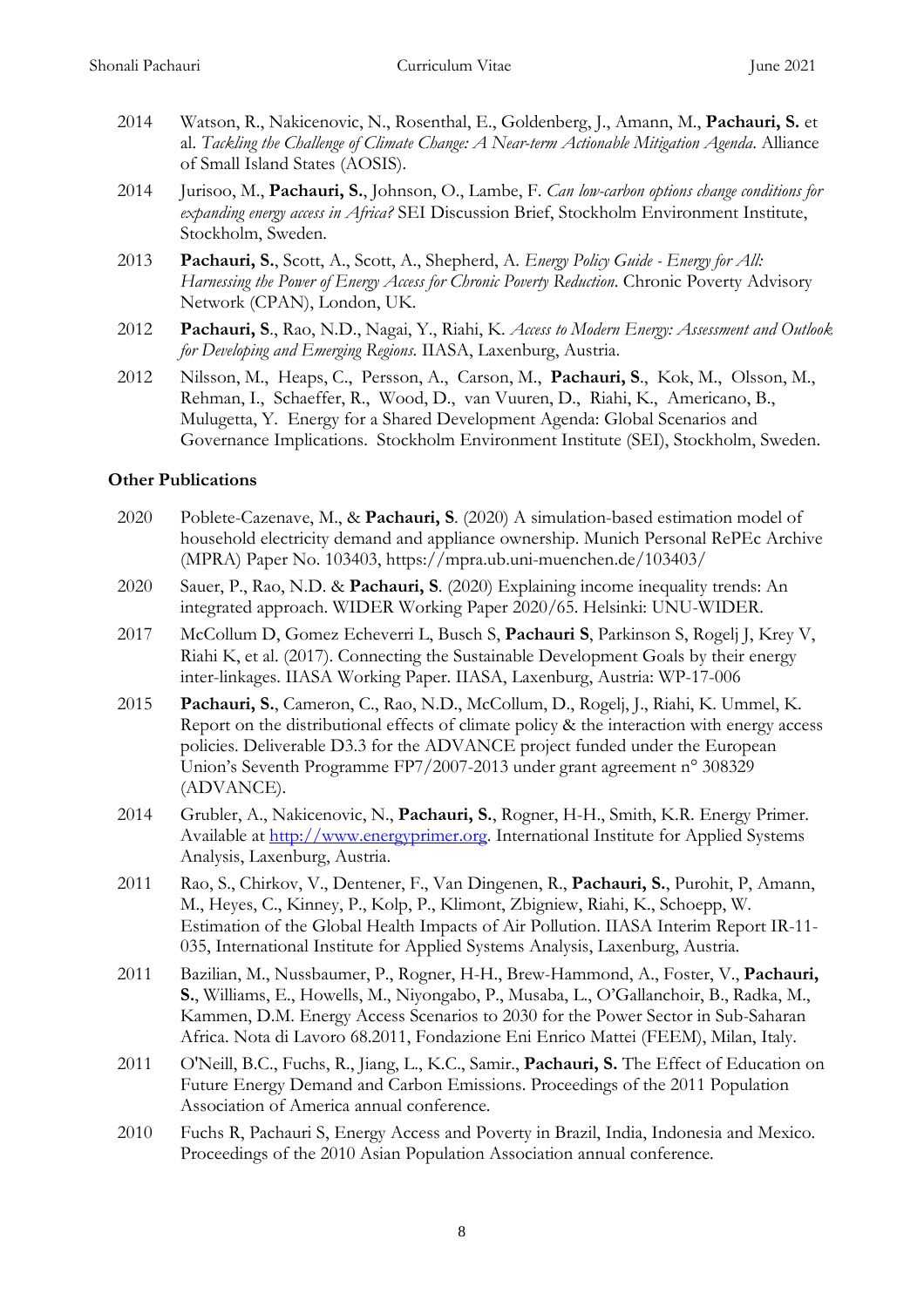2014 Watson, R., Nakicenovic, N., Rosenthal, E., Goldenberg, J., Amann, M., **Pachauri, S.** et al. *Tackling the Challenge of Climate Change: A Near-term Actionable Mitigation Agenda*. Alliance of Small Island States (AOSIS).

2014 Jurisoo, M., **Pachauri, S.**, Johnson, O., Lambe, F. *Can low-carbon options change conditions for expanding energy access in Africa?* SEI Discussion Brief, Stockholm Environment Institute, Stockholm, Sweden.

2013 **Pachauri, S.**, Scott, A., Scott, A., Shepherd, A. *Energy Policy Guide - Energy for All: Harnessing the Power of Energy Access for Chronic Poverty Reduction*. Chronic Poverty Advisory Network (CPAN), London, UK.

2012 **Pachauri, S**., Rao, N.D., Nagai, Y., Riahi, K. *Access to Modern Energy: Assessment and Outlook for Developing and Emerging Regions.* IIASA, Laxenburg, Austria.

2012 Nilsson, M., Heaps, C., Persson, A., Carson, M., **Pachauri, S**., Kok, M., Olsson, M., Rehman, I., Schaeffer, R., Wood, D., van Vuuren, D., Riahi, K., Americano, B., Mulugetta, Y. Energy for a Shared Development Agenda: Global Scenarios and Governance Implications. Stockholm Environment Institute (SEI), Stockholm, Sweden.

### Other Publications

2020 Poblete-Cazenave, M., & **Pachauri, S**. (2020) A simulation-based estimation model of household electricity demand and appliance ownership. Munich Personal RePEc Archive (MPRA) Paper No. 103403, https://mpra.ub.uni-muenchen.de/103403/

2020 Sauer, P., Rao, N.D. & **Pachauri, S**. (2020) Explaining income inequality trends: An integrated approach. WIDER Working Paper 2020/65. Helsinki: UNU-WIDER.

2017 McCollum D, Gomez Echeverri L, Busch S, **Pachauri S**, Parkinson S, Rogelj J, Krey V, Riahi K, et al. (2017). Connecting the Sustainable Development Goals by their energy inter-linkages. IIASA Working Paper. IIASA, Laxenburg, Austria: WP-17-006

2015 **Pachauri, S.**, Cameron, C., Rao, N.D., McCollum, D., Rogelj, J., Riahi, K. Ummel, K. Report on the distributional effects of climate policy & the interaction with energy access policies. Deliverable D3.3 for the ADVANCE project funded under the European Union's Seventh Programme FP7/2007-2013 under grant agreement n° 308329 (ADVANCE).

2014 Grubler, A., Nakicenovic, N., **Pachauri, S.**, Rogner, H-H., Smith, K.R. Energy Primer. Available at [http://www.energyprimer.org](http://www.energyprimer.org). International Institute for Applied Systems Analysis, Laxenburg, Austria.

2011 Rao, S., Chirkov, V., Dentener, F., Van Dingenen, R., **Pachauri, S.**, Purohit, P, Amann, M., Heyes, C., Kinney, P., Kolp, P., Klimont, Zbigniew, Riahi, K., Schoepp, W. Estimation of the Global Health Impacts of Air Pollution. IIASA Interim Report IR-11-035, International Institute for Applied Systems Analysis, Laxenburg, Austria.

2011 Bazilian, M., Nussbaumer, P., Rogner, H-H., Brew-Hammond, A., Foster, V., **Pachauri, S.**, Williams, E., Howells, M., Niyongabo, P., Musaba, L., O'Gallanchoir, B., Radka, M., Kammen, D.M. Energy Access Scenarios to 2030 for the Power Sector in Sub-Saharan Africa. Nota di Lavoro 68.2011, Fondazione Eni Enrico Mattei (FEEM), Milan, Italy.

2011 O'Neill, B.C., Fuchs, R., Jiang, L., K.C., Samir., **Pachauri, S.** The Effect of Education on Future Energy Demand and Carbon Emissions. Proceedings of the 2011 Population Association of America annual conference.

2010 Fuchs R, Pachauri S, Energy Access and Poverty in Brazil, India, Indonesia and Mexico. Proceedings of the 2010 Asian Population Association annual conference.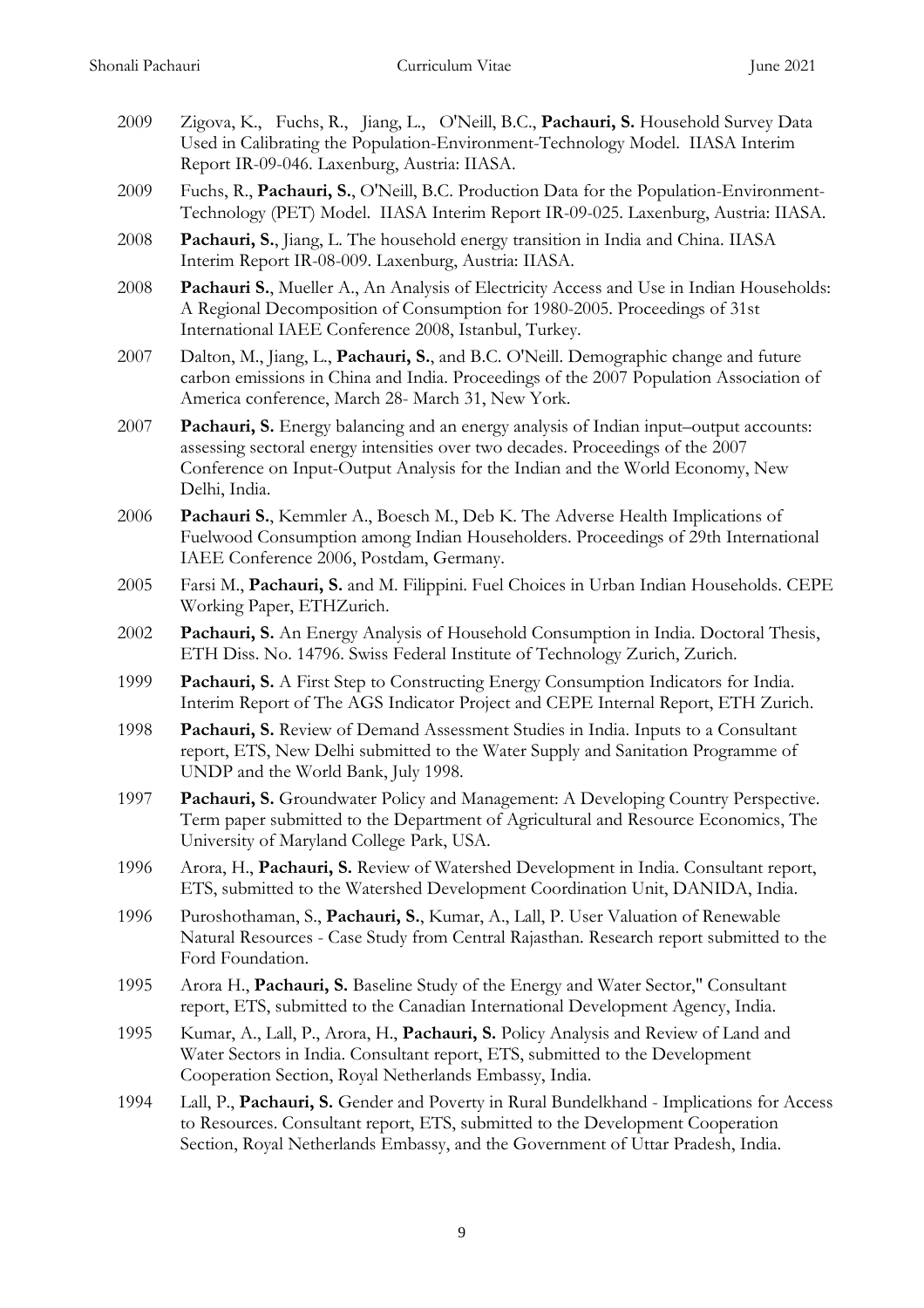2009 Zigova, K., Fuchs, R., Jiang, L., O'Neill, B.C., **Pachauri, S.** Household Survey Data Used in Calibrating the Population-Environment-Technology Model. IIASA Interim Report IR-09-046. Laxenburg, Austria: IIASA.

2009 Fuchs, R., **Pachauri, S.**, O'Neill, B.C. Production Data for the Population-Environment-Technology (PET) Model. IIASA Interim Report IR-09-025. Laxenburg, Austria: IIASA.

2008 **Pachauri, S.**, Jiang, L. The household energy transition in India and China. IIASA Interim Report IR-08-009. Laxenburg, Austria: IIASA.

2008 **Pachauri S.**, Mueller A., An Analysis of Electricity Access and Use in Indian Households: A Regional Decomposition of Consumption for 1980-2005. Proceedings of 31st International IAEE Conference 2008, Istanbul, Turkey.

2007 Dalton, M., Jiang, L., **Pachauri, S.**, and B.C. O'Neill. Demographic change and future carbon emissions in China and India. Proceedings of the 2007 Population Association of America conference, March 28- March 31, New York.

2007 **Pachauri, S.** Energy balancing and an energy analysis of Indian input–output accounts: assessing sectoral energy intensities over two decades. Proceedings of the 2007 Conference on Input-Output Analysis for the Indian and the World Economy, New Delhi, India.

2006 **Pachauri S.**, Kemmler A., Boesch M., Deb K. The Adverse Health Implications of Fuelwood Consumption among Indian Householders. Proceedings of 29th International IAEE Conference 2006, Postdam, Germany.

2005 Farsi M., **Pachauri, S.** and M. Filippini. Fuel Choices in Urban Indian Households. CEPE Working Paper, ETHZurich.

2002 **Pachauri, S.** An Energy Analysis of Household Consumption in India. Doctoral Thesis, ETH Diss. No. 14796. Swiss Federal Institute of Technology Zurich, Zurich.

1999 **Pachauri, S.** A First Step to Constructing Energy Consumption Indicators for India. Interim Report of The AGS Indicator Project and CEPE Internal Report, ETH Zurich.

1998 **Pachauri, S.** Review of Demand Assessment Studies in India. Inputs to a Consultant report, ETS, New Delhi submitted to the Water Supply and Sanitation Programme of UNDP and the World Bank, July 1998.

1997 **Pachauri, S.** Groundwater Policy and Management: A Developing Country Perspective. Term paper submitted to the Department of Agricultural and Resource Economics, The University of Maryland College Park, USA.

1996 Arora, H., **Pachauri, S.** Review of Watershed Development in India. Consultant report, ETS, submitted to the Watershed Development Coordination Unit, DANIDA, India.

1996 Puroshothaman, S., **Pachauri, S.**, Kumar, A., Lall, P. User Valuation of Renewable Natural Resources - Case Study from Central Rajasthan. Research report submitted to the Ford Foundation.

1995 Arora H., **Pachauri, S.** Baseline Study of the Energy and Water Sector," Consultant report, ETS, submitted to the Canadian International Development Agency, India.

1995 Kumar, A., Lall, P., Arora, H., **Pachauri, S.** Policy Analysis and Review of Land and Water Sectors in India. Consultant report, ETS, submitted to the Development Cooperation Section, Royal Netherlands Embassy, India.

1994 Lall, P., **Pachauri, S.** Gender and Poverty in Rural Bundelkhand - Implications for Access to Resources. Consultant report, ETS, submitted to the Development Cooperation Section, Royal Netherlands Embassy, and the Government of Uttar Pradesh, India.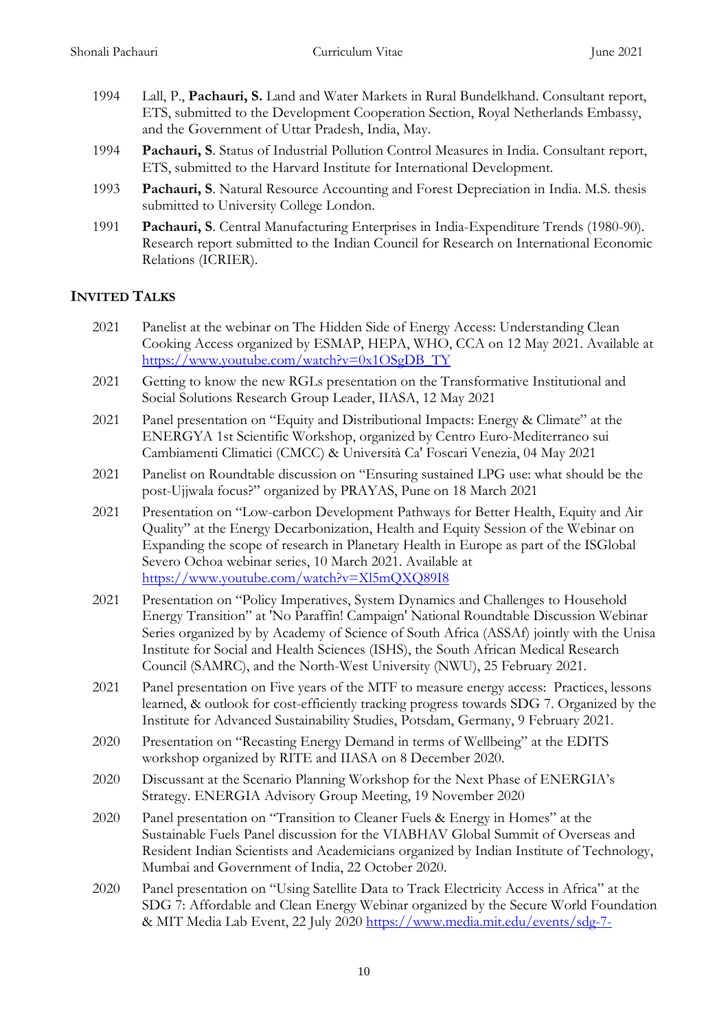1994 Lall, P., **Pachauri, S.** Land and Water Markets in Rural Bundelkhand. Consultant report, ETS, submitted to the Development Cooperation Section, Royal Netherlands Embassy, and the Government of Uttar Pradesh, India, May.

1994 **Pachauri, S**. Status of Industrial Pollution Control Measures in India. Consultant report, ETS, submitted to the Harvard Institute for International Development.

1993 **Pachauri, S**. Natural Resource Accounting and Forest Depreciation in India. M.S. thesis submitted to University College London.

1991 **Pachauri, S**. Central Manufacturing Enterprises in India-Expenditure Trends (1980-90). Research report submitted to the Indian Council for Research on International Economic Relations (ICRIER).

## INVITED TALKS

2021 Panelist at the webinar on The Hidden Side of Energy Access: Understanding Clean Cooking Access organized by ESMAP, HEPA, WHO, CCA on 12 May 2021. Available at https://www.youtube.com/watch?v=0x1OSgDB_TY

2021 Getting to know the new RGLs presentation on the Transformative Institutional and Social Solutions Research Group Leader, IIASA, 12 May 2021

2021 Panel presentation on "Equity and Distributional Impacts: Energy & Climate" at the ENERGYA 1st Scientific Workshop, organized by Centro Euro-Mediterraneo sui Cambiamenti Climatici (CMCC) & Università Ca' Foscari Venezia, 04 May 2021

2021 Panelist on Roundtable discussion on "Ensuring sustained LPG use: what should be the post-Ujjwala focus?" organized by PRAYAS, Pune on 18 March 2021

2021 Presentation on "Low-carbon Development Pathways for Better Health, Equity and Air Quality" at the Energy Decarbonization, Health and Equity Session of the Webinar on Expanding the scope of research in Planetary Health in Europe as part of the ISGlobal Severo Ochoa webinar series, 10 March 2021. Available at https://www.youtube.com/watch?v=Xl5mQXQ89I8

2021 Presentation on "Policy Imperatives, System Dynamics and Challenges to Household Energy Transition" at 'No Paraffin! Campaign' National Roundtable Discussion Webinar Series organized by by Academy of Science of South Africa (ASSAf) jointly with the Unisa Institute for Social and Health Sciences (ISHS), the South African Medical Research Council (SAMRC), and the North-West University (NWU), 25 February 2021.

2021 Panel presentation on Five years of the MTF to measure energy access: Practices, lessons learned, & outlook for cost-efficiently tracking progress towards SDG 7. Organized by the Institute for Advanced Sustainability Studies, Potsdam, Germany, 9 February 2021.

2020 Presentation on "Recasting Energy Demand in terms of Wellbeing" at the EDITS workshop organized by RITE and IIASA on 8 December 2020.

2020 Discussant at the Scenario Planning Workshop for the Next Phase of ENERGIA's Strategy. ENERGIA Advisory Group Meeting, 19 November 2020

2020 Panel presentation on "Transition to Cleaner Fuels & Energy in Homes" at the Sustainable Fuels Panel discussion for the VIABHAV Global Summit of Overseas and Resident Indian Scientists and Academicians organized by Indian Institute of Technology, Mumbai and Government of India, 22 October 2020.

2020 Panel presentation on "Using Satellite Data to Track Electricity Access in Africa" at the SDG 7: Affordable and Clean Energy Webinar organized by the Secure World Foundation & MIT Media Lab Event, 22 July 2020 https://www.media.mit.edu/events/sdg-7-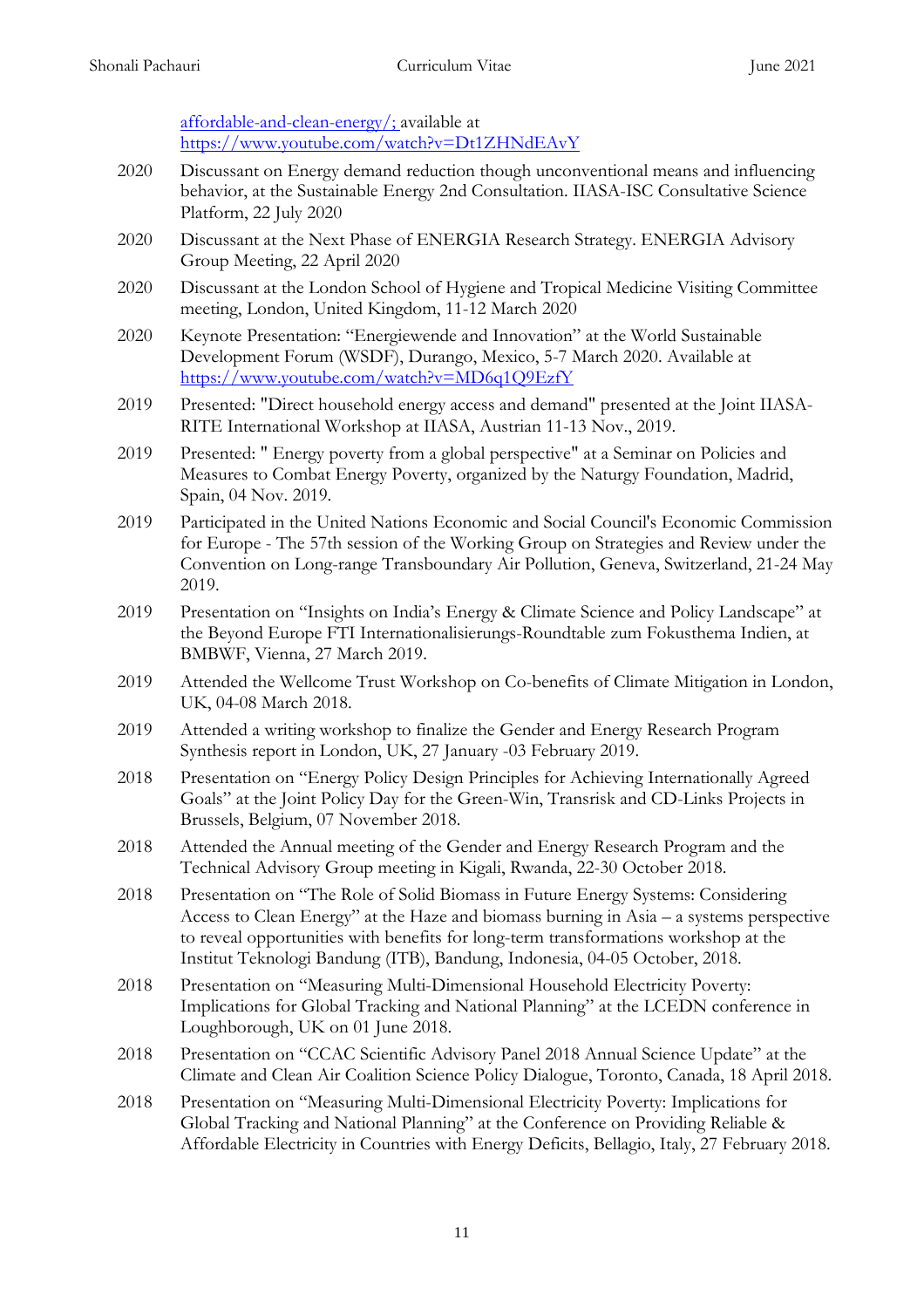affordable-and-clean-energy/; available at https://www.youtube.com/watch?v=Dt1ZHNdEAvY

2020 Discussant on Energy demand reduction though unconventional means and influencing behavior, at the Sustainable Energy 2nd Consultation. IIASA-ISC Consultative Science Platform, 22 July 2020

2020 Discussant at the Next Phase of ENERGIA Research Strategy. ENERGIA Advisory Group Meeting, 22 April 2020

2020 Discussant at the London School of Hygiene and Tropical Medicine Visiting Committee meeting, London, United Kingdom, 11-12 March 2020

2020 Keynote Presentation: "Energiewende and Innovation" at the World Sustainable Development Forum (WSDF), Durango, Mexico, 5-7 March 2020. Available at https://www.youtube.com/watch?v=MD6q1Q9EzfY

2019 Presented: "Direct household energy access and demand" presented at the Joint IIASA-RITE International Workshop at IIASA, Austrian 11-13 Nov., 2019.

2019 Presented: " Energy poverty from a global perspective" at a Seminar on Policies and Measures to Combat Energy Poverty, organized by the Naturgy Foundation, Madrid, Spain, 04 Nov. 2019.

2019 Participated in the United Nations Economic and Social Council's Economic Commission for Europe - The 57th session of the Working Group on Strategies and Review under the Convention on Long-range Transboundary Air Pollution, Geneva, Switzerland, 21-24 May 2019.

2019 Presentation on "Insights on India's Energy & Climate Science and Policy Landscape" at the Beyond Europe FTI Internationalisierungs-Roundtable zum Fokusthema Indien, at BMBWF, Vienna, 27 March 2019.

2019 Attended the Wellcome Trust Workshop on Co-benefits of Climate Mitigation in London, UK, 04-08 March 2018.

2019 Attended a writing workshop to finalize the Gender and Energy Research Program Synthesis report in London, UK, 27 January -03 February 2019.

2018 Presentation on "Energy Policy Design Principles for Achieving Internationally Agreed Goals" at the Joint Policy Day for the Green-Win, Transrisk and CD-Links Projects in Brussels, Belgium, 07 November 2018.

2018 Attended the Annual meeting of the Gender and Energy Research Program and the Technical Advisory Group meeting in Kigali, Rwanda, 22-30 October 2018.

2018 Presentation on "The Role of Solid Biomass in Future Energy Systems: Considering Access to Clean Energy" at the Haze and biomass burning in Asia – a systems perspective to reveal opportunities with benefits for long-term transformations workshop at the Institut Teknologi Bandung (ITB), Bandung, Indonesia, 04-05 October, 2018.

2018 Presentation on "Measuring Multi-Dimensional Household Electricity Poverty: Implications for Global Tracking and National Planning" at the LCEDN conference in Loughborough, UK on 01 June 2018.

2018 Presentation on "CCAC Scientific Advisory Panel 2018 Annual Science Update" at the Climate and Clean Air Coalition Science Policy Dialogue, Toronto, Canada, 18 April 2018.

2018 Presentation on "Measuring Multi-Dimensional Electricity Poverty: Implications for Global Tracking and National Planning" at the Conference on Providing Reliable & Affordable Electricity in Countries with Energy Deficits, Bellagio, Italy, 27 February 2018.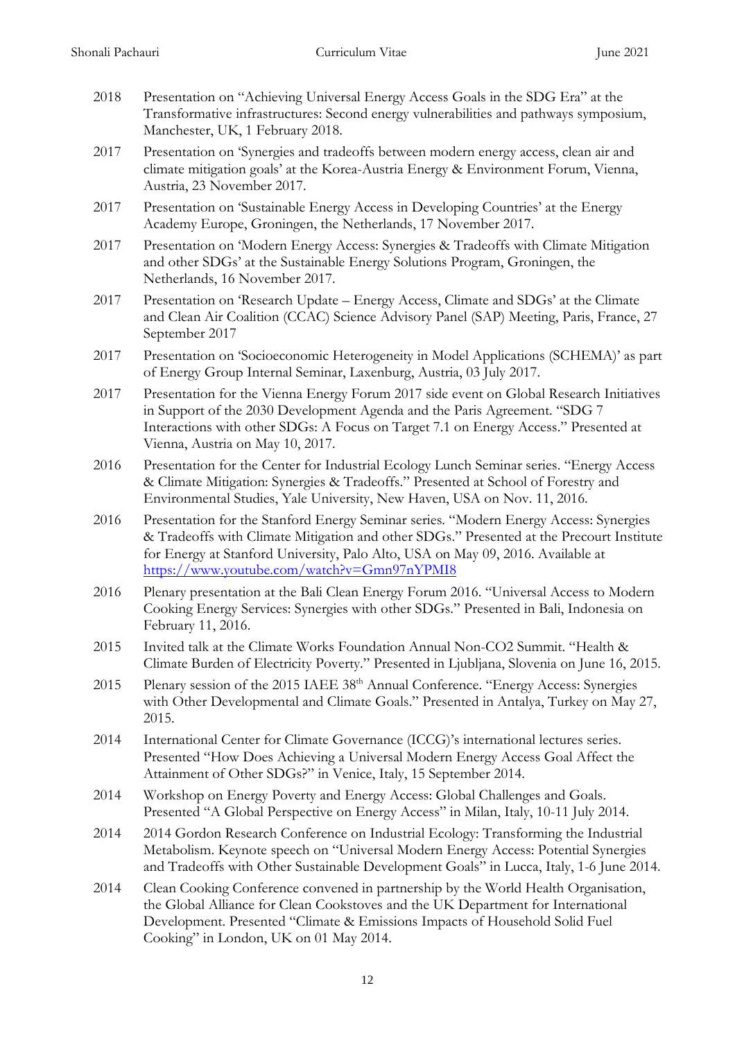2018 Presentation on "Achieving Universal Energy Access Goals in the SDG Era" at the Transformative infrastructures: Second energy vulnerabilities and pathways symposium, Manchester, UK, 1 February 2018.

2017 Presentation on 'Synergies and tradeoffs between modern energy access, clean air and climate mitigation goals' at the Korea-Austria Energy & Environment Forum, Vienna, Austria, 23 November 2017.

2017 Presentation on 'Sustainable Energy Access in Developing Countries' at the Energy Academy Europe, Groningen, the Netherlands, 17 November 2017.

2017 Presentation on 'Modern Energy Access: Synergies & Tradeoffs with Climate Mitigation and other SDGs' at the Sustainable Energy Solutions Program, Groningen, the Netherlands, 16 November 2017.

2017 Presentation on 'Research Update – Energy Access, Climate and SDGs' at the Climate and Clean Air Coalition (CCAC) Science Advisory Panel (SAP) Meeting, Paris, France, 27 September 2017

2017 Presentation on 'Socioeconomic Heterogeneity in Model Applications (SCHEMA)' as part of Energy Group Internal Seminar, Laxenburg, Austria, 03 July 2017.

2017 Presentation for the Vienna Energy Forum 2017 side event on Global Research Initiatives in Support of the 2030 Development Agenda and the Paris Agreement. "SDG 7 Interactions with other SDGs: A Focus on Target 7.1 on Energy Access." Presented at Vienna, Austria on May 10, 2017.

2016 Presentation for the Center for Industrial Ecology Lunch Seminar series. "Energy Access & Climate Mitigation: Synergies & Tradeoffs." Presented at School of Forestry and Environmental Studies, Yale University, New Haven, USA on Nov. 11, 2016.

2016 Presentation for the Stanford Energy Seminar series. "Modern Energy Access: Synergies & Tradeoffs with Climate Mitigation and other SDGs." Presented at the Precourt Institute for Energy at Stanford University, Palo Alto, USA on May 09, 2016. Available at https://www.youtube.com/watch?v=Gmn97nYPMI8

2016 Plenary presentation at the Bali Clean Energy Forum 2016. "Universal Access to Modern Cooking Energy Services: Synergies with other SDGs." Presented in Bali, Indonesia on February 11, 2016.

2015 Invited talk at the Climate Works Foundation Annual Non-CO2 Summit. "Health & Climate Burden of Electricity Poverty." Presented in Ljubljana, Slovenia on June 16, 2015.

2015 Plenary session of the 2015 IAEE 38th Annual Conference. "Energy Access: Synergies with Other Developmental and Climate Goals." Presented in Antalya, Turkey on May 27, 2015.

2014 International Center for Climate Governance (ICCG)'s international lectures series. Presented "How Does Achieving a Universal Modern Energy Access Goal Affect the Attainment of Other SDGs?" in Venice, Italy, 15 September 2014.

2014 Workshop on Energy Poverty and Energy Access: Global Challenges and Goals. Presented "A Global Perspective on Energy Access" in Milan, Italy, 10-11 July 2014.

2014 2014 Gordon Research Conference on Industrial Ecology: Transforming the Industrial Metabolism. Keynote speech on "Universal Modern Energy Access: Potential Synergies and Tradeoffs with Other Sustainable Development Goals" in Lucca, Italy, 1-6 June 2014.

2014 Clean Cooking Conference convened in partnership by the World Health Organisation, the Global Alliance for Clean Cookstoves and the UK Department for International Development. Presented "Climate & Emissions Impacts of Household Solid Fuel Cooking" in London, UK on 01 May 2014.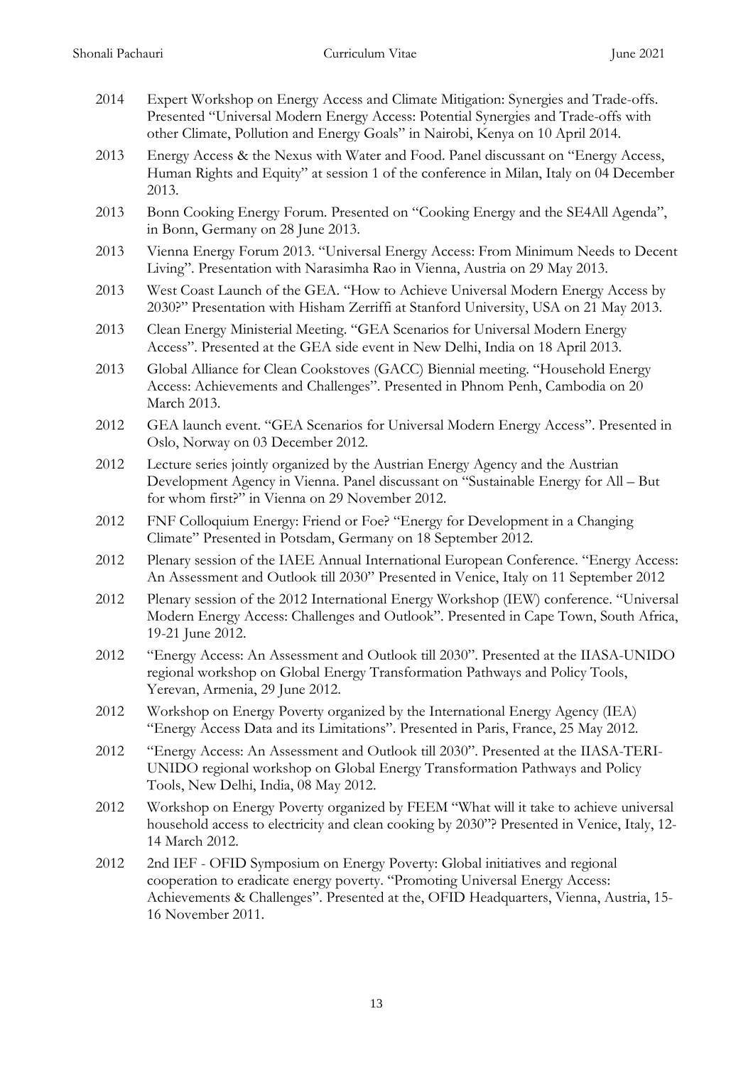2014 Expert Workshop on Energy Access and Climate Mitigation: Synergies and Trade-offs. Presented "Universal Modern Energy Access: Potential Synergies and Trade-offs with other Climate, Pollution and Energy Goals" in Nairobi, Kenya on 10 April 2014.

2013 Energy Access & the Nexus with Water and Food. Panel discussant on "Energy Access, Human Rights and Equity" at session 1 of the conference in Milan, Italy on 04 December 2013.

2013 Bonn Cooking Energy Forum. Presented on "Cooking Energy and the SE4All Agenda", in Bonn, Germany on 28 June 2013.

2013 Vienna Energy Forum 2013. "Universal Energy Access: From Minimum Needs to Decent Living". Presentation with Narasimha Rao in Vienna, Austria on 29 May 2013.

2013 West Coast Launch of the GEA. "How to Achieve Universal Modern Energy Access by 2030?" Presentation with Hisham Zerriffi at Stanford University, USA on 21 May 2013.

2013 Clean Energy Ministerial Meeting. "GEA Scenarios for Universal Modern Energy Access". Presented at the GEA side event in New Delhi, India on 18 April 2013.

2013 Global Alliance for Clean Cookstoves (GACC) Biennial meeting. "Household Energy Access: Achievements and Challenges". Presented in Phnom Penh, Cambodia on 20 March 2013.

2012 GEA launch event. "GEA Scenarios for Universal Modern Energy Access". Presented in Oslo, Norway on 03 December 2012.

2012 Lecture series jointly organized by the Austrian Energy Agency and the Austrian Development Agency in Vienna. Panel discussant on "Sustainable Energy for All – But for whom first?" in Vienna on 29 November 2012.

2012 FNF Colloquium Energy: Friend or Foe? "Energy for Development in a Changing Climate" Presented in Potsdam, Germany on 18 September 2012.

2012 Plenary session of the IAEE Annual International European Conference. "Energy Access: An Assessment and Outlook till 2030" Presented in Venice, Italy on 11 September 2012

2012 Plenary session of the 2012 International Energy Workshop (IEW) conference. "Universal Modern Energy Access: Challenges and Outlook". Presented in Cape Town, South Africa, 19-21 June 2012.

2012 "Energy Access: An Assessment and Outlook till 2030". Presented at the IIASA-UNIDO regional workshop on Global Energy Transformation Pathways and Policy Tools, Yerevan, Armenia, 29 June 2012.

2012 Workshop on Energy Poverty organized by the International Energy Agency (IEA) "Energy Access Data and its Limitations". Presented in Paris, France, 25 May 2012.

2012 "Energy Access: An Assessment and Outlook till 2030". Presented at the IIASA-TERI-UNIDO regional workshop on Global Energy Transformation Pathways and Policy Tools, New Delhi, India, 08 May 2012.

2012 Workshop on Energy Poverty organized by FEEM "What will it take to achieve universal household access to electricity and clean cooking by 2030"? Presented in Venice, Italy, 12-14 March 2012.

2012 2nd IEF - OFID Symposium on Energy Poverty: Global initiatives and regional cooperation to eradicate energy poverty. "Promoting Universal Energy Access: Achievements & Challenges". Presented at the, OFID Headquarters, Vienna, Austria, 15-16 November 2011.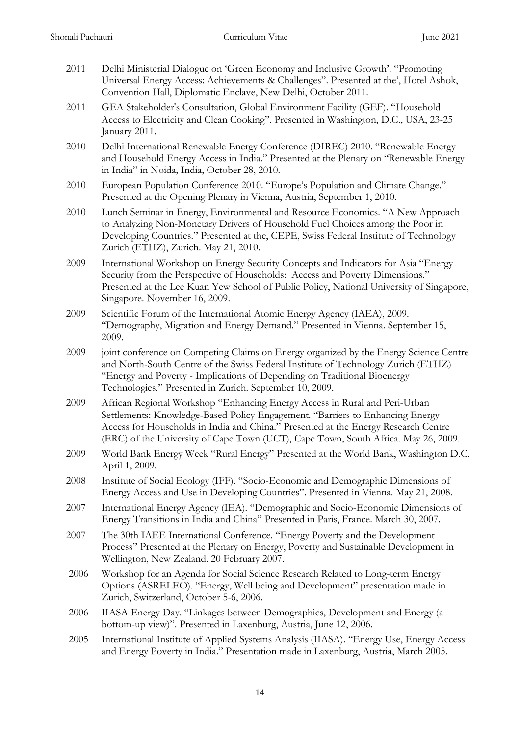2011 Delhi Ministerial Dialogue on 'Green Economy and Inclusive Growth'. "Promoting Universal Energy Access: Achievements & Challenges". Presented at the', Hotel Ashok, Convention Hall, Diplomatic Enclave, New Delhi, October 2011.

2011 GEA Stakeholder's Consultation, Global Environment Facility (GEF). "Household Access to Electricity and Clean Cooking". Presented in Washington, D.C., USA, 23-25 January 2011.

2010 Delhi International Renewable Energy Conference (DIREC) 2010. "Renewable Energy and Household Energy Access in India." Presented at the Plenary on "Renewable Energy in India" in Noida, India, October 28, 2010.

2010 European Population Conference 2010. "Europe's Population and Climate Change." Presented at the Opening Plenary in Vienna, Austria, September 1, 2010.

2010 Lunch Seminar in Energy, Environmental and Resource Economics. "A New Approach to Analyzing Non-Monetary Drivers of Household Fuel Choices among the Poor in Developing Countries." Presented at the, CEPE, Swiss Federal Institute of Technology Zurich (ETHZ), Zurich. May 21, 2010.

2009 International Workshop on Energy Security Concepts and Indicators for Asia "Energy Security from the Perspective of Households: Access and Poverty Dimensions." Presented at the Lee Kuan Yew School of Public Policy, National University of Singapore, Singapore. November 16, 2009.

2009 Scientific Forum of the International Atomic Energy Agency (IAEA), 2009. "Demography, Migration and Energy Demand." Presented in Vienna. September 15, 2009.

2009 joint conference on Competing Claims on Energy organized by the Energy Science Centre and North-South Centre of the Swiss Federal Institute of Technology Zurich (ETHZ) "Energy and Poverty - Implications of Depending on Traditional Bioenergy Technologies." Presented in Zurich. September 10, 2009.

2009 African Regional Workshop "Enhancing Energy Access in Rural and Peri-Urban Settlements: Knowledge-Based Policy Engagement. "Barriers to Enhancing Energy Access for Households in India and China." Presented at the Energy Research Centre (ERC) of the University of Cape Town (UCT), Cape Town, South Africa. May 26, 2009.

2009 World Bank Energy Week "Rural Energy" Presented at the World Bank, Washington D.C. April 1, 2009.

2008 Institute of Social Ecology (IFF). "Socio-Economic and Demographic Dimensions of Energy Access and Use in Developing Countries". Presented in Vienna. May 21, 2008.

2007 International Energy Agency (IEA). "Demographic and Socio-Economic Dimensions of Energy Transitions in India and China" Presented in Paris, France. March 30, 2007.

2007 The 30th IAEE International Conference. "Energy Poverty and the Development Process" Presented at the Plenary on Energy, Poverty and Sustainable Development in Wellington, New Zealand. 20 February 2007.

2006 Workshop for an Agenda for Social Science Research Related to Long-term Energy Options (ASRELEO). "Energy, Well being and Development" presentation made in Zurich, Switzerland, October 5-6, 2006.

2006 IIASA Energy Day. "Linkages between Demographics, Development and Energy (a bottom-up view)". Presented in Laxenburg, Austria, June 12, 2006.

2005 International Institute of Applied Systems Analysis (IIASA). "Energy Use, Energy Access and Energy Poverty in India." Presentation made in Laxenburg, Austria, March 2005.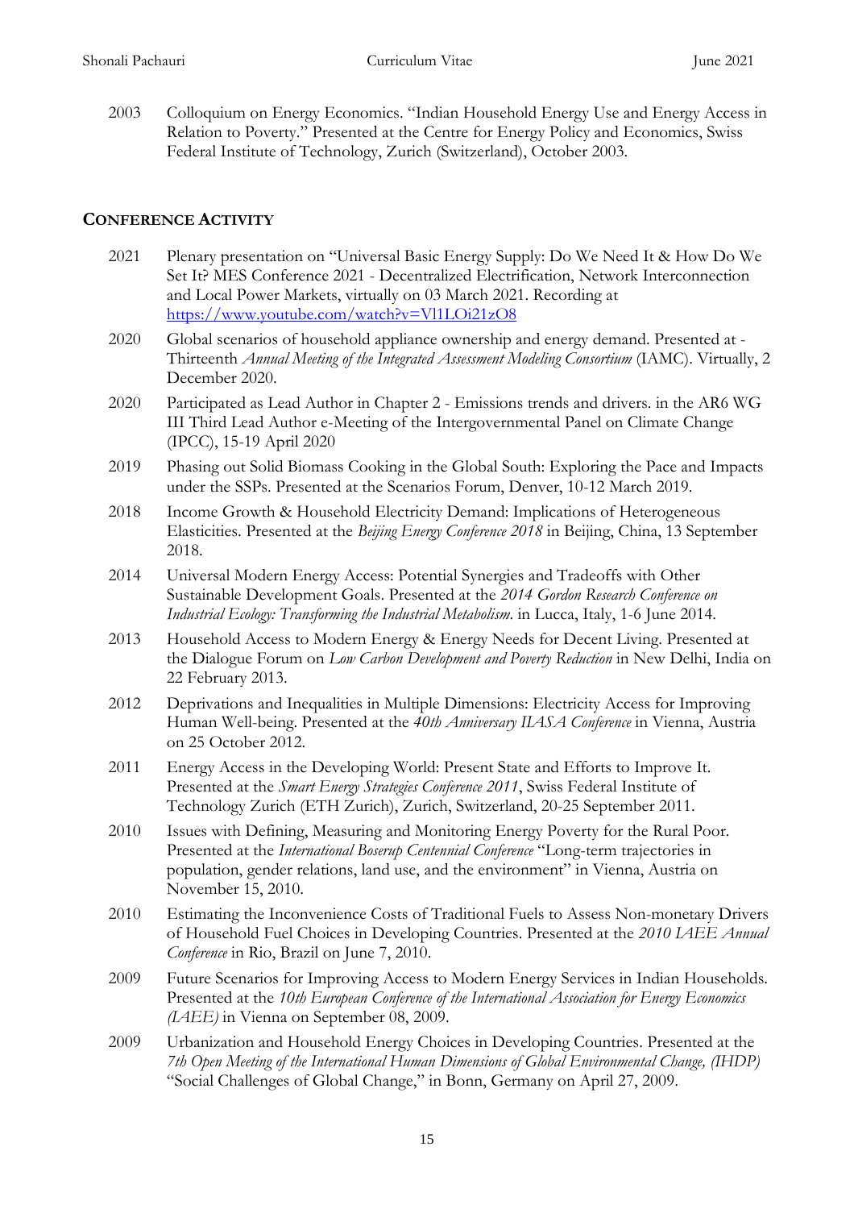2003 Colloquium on Energy Economics. "Indian Household Energy Use and Energy Access in Relation to Poverty." Presented at the Centre for Energy Policy and Economics, Swiss Federal Institute of Technology, Zurich (Switzerland), October 2003.

## CONFERENCE ACTIVITY

2021 Plenary presentation on "Universal Basic Energy Supply: Do We Need It & How Do We Set It? MES Conference 2021 - Decentralized Electrification, Network Interconnection and Local Power Markets, virtually on 03 March 2021. Recording at https://www.youtube.com/watch?v=Vl1LOi21zO8

2020 Global scenarios of household appliance ownership and energy demand. Presented at - Thirteenth *Annual Meeting of the Integrated Assessment Modeling Consortium* (IAMC). Virtually, 2 December 2020.

2020 Participated as Lead Author in Chapter 2 - Emissions trends and drivers. in the AR6 WG III Third Lead Author e-Meeting of the Intergovernmental Panel on Climate Change (IPCC), 15-19 April 2020

2019 Phasing out Solid Biomass Cooking in the Global South: Exploring the Pace and Impacts under the SSPs. Presented at the Scenarios Forum, Denver, 10-12 March 2019.

2018 Income Growth & Household Electricity Demand: Implications of Heterogeneous Elasticities. Presented at the *Beijing Energy Conference 2018* in Beijing, China, 13 September 2018.

2014 Universal Modern Energy Access: Potential Synergies and Tradeoffs with Other Sustainable Development Goals. Presented at the *2014 Gordon Research Conference on Industrial Ecology: Transforming the Industrial Metabolism.* in Lucca, Italy, 1-6 June 2014.

2013 Household Access to Modern Energy & Energy Needs for Decent Living. Presented at the Dialogue Forum on *Low Carbon Development and Poverty Reduction* in New Delhi, India on 22 February 2013.

2012 Deprivations and Inequalities in Multiple Dimensions: Electricity Access for Improving Human Well-being. Presented at the *40th Anniversary IIASA Conference* in Vienna, Austria on 25 October 2012.

2011 Energy Access in the Developing World: Present State and Efforts to Improve It. Presented at the *Smart Energy Strategies Conference 2011*, Swiss Federal Institute of Technology Zurich (ETH Zurich), Zurich, Switzerland, 20-25 September 2011.

2010 Issues with Defining, Measuring and Monitoring Energy Poverty for the Rural Poor. Presented at the *International Boserup Centennial Conference* "Long-term trajectories in population, gender relations, land use, and the environment" in Vienna, Austria on November 15, 2010.

2010 Estimating the Inconvenience Costs of Traditional Fuels to Assess Non-monetary Drivers of Household Fuel Choices in Developing Countries. Presented at the *2010 IAEE Annual Conference* in Rio, Brazil on June 7, 2010.

2009 Future Scenarios for Improving Access to Modern Energy Services in Indian Households. Presented at the *10th European Conference of the International Association for Energy Economics (IAEE)* in Vienna on September 08, 2009.

2009 Urbanization and Household Energy Choices in Developing Countries. Presented at the *7th Open Meeting of the International Human Dimensions of Global Environmental Change, (IHDP)* "Social Challenges of Global Change," in Bonn, Germany on April 27, 2009.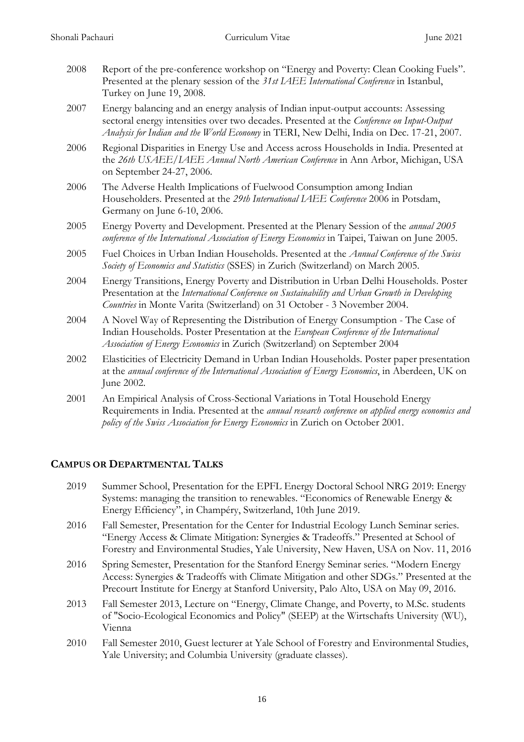- 2008 Report of the pre-conference workshop on "Energy and Poverty: Clean Cooking Fuels". Presented at the plenary session of the *31st IAEE International Conference* in Istanbul, Turkey on June 19, 2008.
- 2007 Energy balancing and an energy analysis of Indian input-output accounts: Assessing sectoral energy intensities over two decades. Presented at the *Conference on Input-Output Analysis for Indian and the World Economy* in TERI, New Delhi, India on Dec. 17-21, 2007.
- 2006 Regional Disparities in Energy Use and Access across Households in India. Presented at the *26th USAEE/IAEE Annual North American Conference* in Ann Arbor, Michigan, USA on September 24-27, 2006.
- 2006 The Adverse Health Implications of Fuelwood Consumption among Indian Householders. Presented at the *29th International IAEE Conference* 2006 in Potsdam, Germany on June 6-10, 2006.
- 2005 Energy Poverty and Development. Presented at the Plenary Session of the *annual 2005 conference of the International Association of Energy Economics* in Taipei, Taiwan on June 2005.
- 2005 Fuel Choices in Urban Indian Households. Presented at the *Annual Conference of the Swiss Society of Economics and Statistics* (SSES) in Zurich (Switzerland) on March 2005.
- 2004 Energy Transitions, Energy Poverty and Distribution in Urban Delhi Households. Poster Presentation at the *International Conference on Sustainability and Urban Growth in Developing Countries* in Monte Varita (Switzerland) on 31 October - 3 November 2004.
- 2004 A Novel Way of Representing the Distribution of Energy Consumption - The Case of Indian Households. Poster Presentation at the *European Conference of the International Association of Energy Economics* in Zurich (Switzerland) on September 2004
- 2002 Elasticities of Electricity Demand in Urban Indian Households. Poster paper presentation at the *annual conference of the International Association of Energy Economics*, in Aberdeen, UK on June 2002.
- 2001 An Empirical Analysis of Cross-Sectional Variations in Total Household Energy Requirements in India. Presented at the *annual research conference on applied energy economics and policy of the Swiss Association for Energy Economics* in Zurich on October 2001.

## CAMPUS OR DEPARTMENTAL TALKS

- 2019 Summer School, Presentation for the EPFL Energy Doctoral School NRG 2019: Energy Systems: managing the transition to renewables. "Economics of Renewable Energy & Energy Efficiency", in Champéry, Switzerland, 10th June 2019.
- 2016 Fall Semester, Presentation for the Center for Industrial Ecology Lunch Seminar series. "Energy Access & Climate Mitigation: Synergies & Tradeoffs." Presented at School of Forestry and Environmental Studies, Yale University, New Haven, USA on Nov. 11, 2016
- 2016 Spring Semester, Presentation for the Stanford Energy Seminar series. "Modern Energy Access: Synergies & Tradeoffs with Climate Mitigation and other SDGs." Presented at the Precourt Institute for Energy at Stanford University, Palo Alto, USA on May 09, 2016.
- 2013 Fall Semester 2013, Lecture on "Energy, Climate Change, and Poverty, to M.Sc. students of "Socio-Ecological Economics and Policy" (SEEP) at the Wirtschafts University (WU), Vienna
- 2010 Fall Semester 2010, Guest lecturer at Yale School of Forestry and Environmental Studies, Yale University; and Columbia University (graduate classes).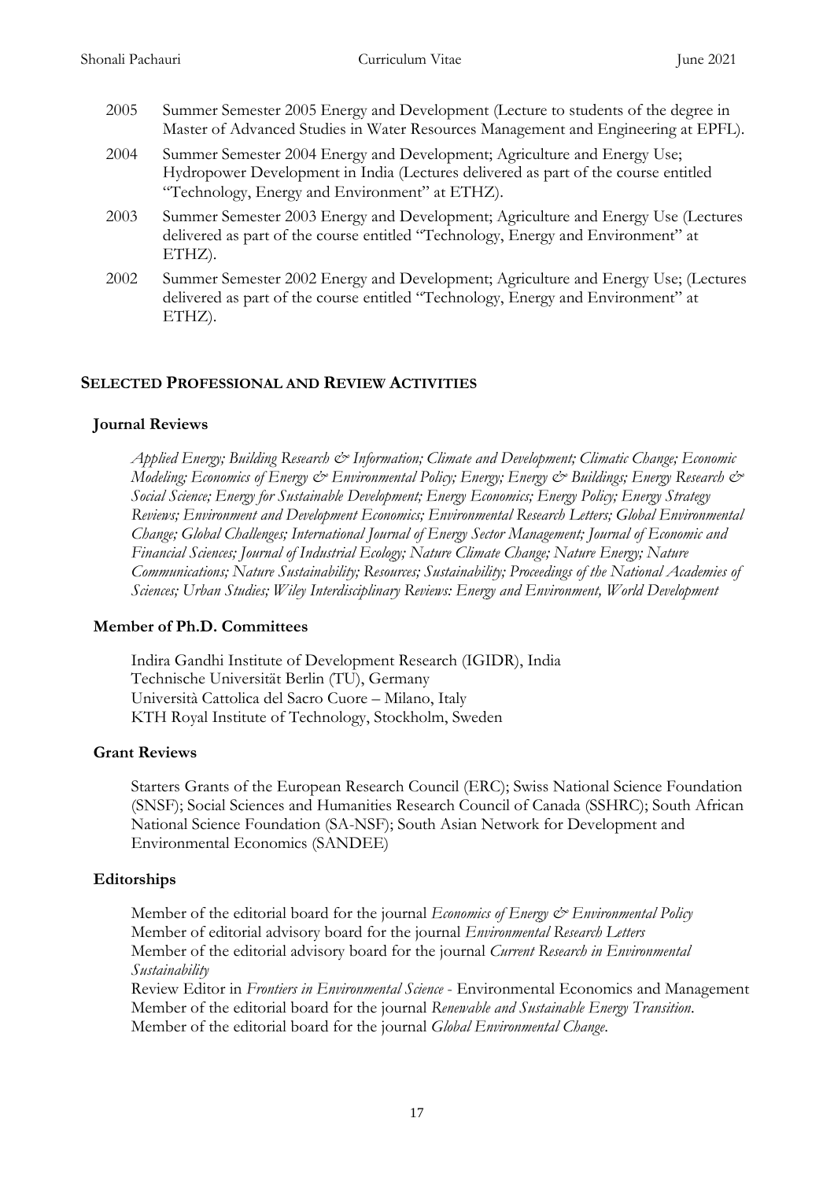2005 Summer Semester 2005 Energy and Development (Lecture to students of the degree in Master of Advanced Studies in Water Resources Management and Engineering at EPFL).

2004 Summer Semester 2004 Energy and Development; Agriculture and Energy Use; Hydropower Development in India (Lectures delivered as part of the course entitled "Technology, Energy and Environment" at ETHZ).

2003 Summer Semester 2003 Energy and Development; Agriculture and Energy Use (Lectures delivered as part of the course entitled "Technology, Energy and Environment" at ETHZ).

2002 Summer Semester 2002 Energy and Development; Agriculture and Energy Use; (Lectures delivered as part of the course entitled "Technology, Energy and Environment" at ETHZ).

## SELECTED PROFESSIONAL AND REVIEW ACTIVITIES

### Journal Reviews

*Applied Energy; Building Research & Information; Climate and Development; Climatic Change; Economic Modeling; Economics of Energy & Environmental Policy; Energy; Energy & Buildings; Energy Research & Social Science; Energy for Sustainable Development; Energy Economics; Energy Policy; Energy Strategy Reviews; Environment and Development Economics; Environmental Research Letters; Global Environmental Change; Global Challenges; International Journal of Energy Sector Management; Journal of Economic and Financial Sciences; Journal of Industrial Ecology; Nature Climate Change; Nature Energy; Nature Communications; Nature Sustainability; Resources; Sustainability; Proceedings of the National Academies of Sciences; Urban Studies; Wiley Interdisciplinary Reviews: Energy and Environment, World Development*

### Member of Ph.D. Committees

Indira Gandhi Institute of Development Research (IGIDR), India
Technische Universität Berlin (TU), Germany
Università Cattolica del Sacro Cuore – Milano, Italy
KTH Royal Institute of Technology, Stockholm, Sweden

### Grant Reviews

Starters Grants of the European Research Council (ERC); Swiss National Science Foundation (SNSF); Social Sciences and Humanities Research Council of Canada (SSHRC); South African National Science Foundation (SA-NSF); South Asian Network for Development and Environmental Economics (SANDEE)

### Editorships

Member of the editorial board for the journal *Economics of Energy & Environmental Policy*
Member of editorial advisory board for the journal *Environmental Research Letters*
Member of the editorial advisory board for the journal *Current Research in Environmental Sustainability*
Review Editor in *Frontiers in Environmental Science* - Environmental Economics and Management
Member of the editorial board for the journal *Renewable and Sustainable Energy Transition*.
Member of the editorial board for the journal *Global Environmental Change*.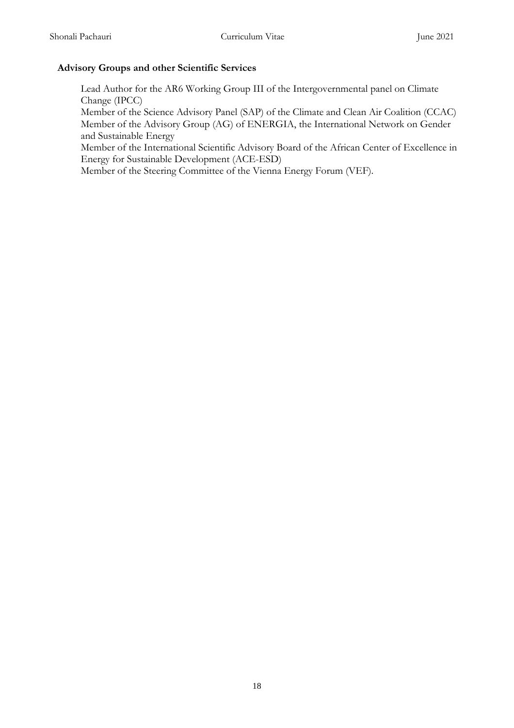**Advisory Groups and other Scientific Services**

Lead Author for the AR6 Working Group III of the Intergovernmental panel on Climate Change (IPCC)
Member of the Science Advisory Panel (SAP) of the Climate and Clean Air Coalition (CCAC)
Member of the Advisory Group (AG) of ENERGIA, the International Network on Gender and Sustainable Energy
Member of the International Scientific Advisory Board of the African Center of Excellence in Energy for Sustainable Development (ACE-ESD)
Member of the Steering Committee of the Vienna Energy Forum (VEF).